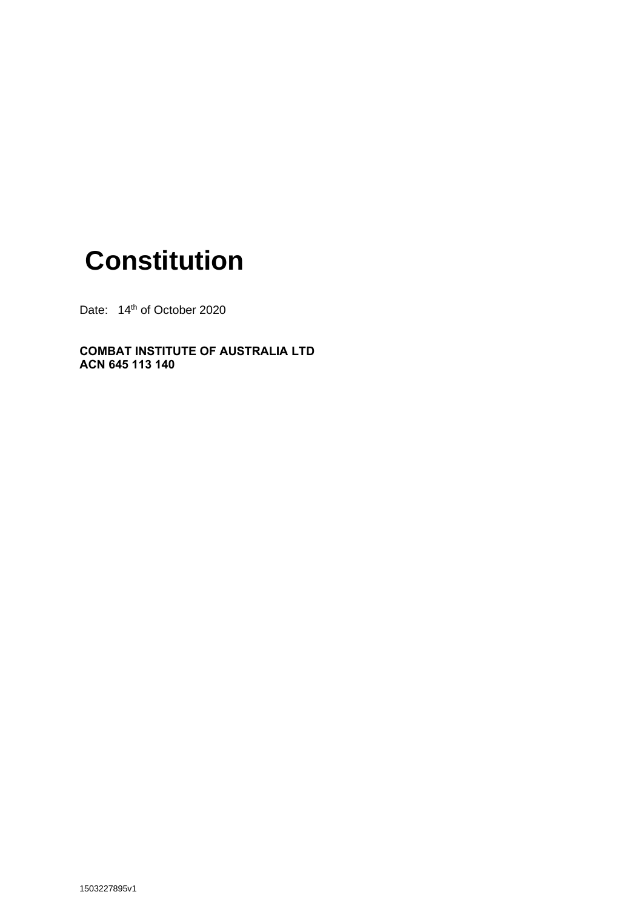# Constitution

Date: 14th of October 2020

**COMBAT INSTITUTE OF AUSTRALIA LTD**
**ACN 645 113 140**

1503227895v1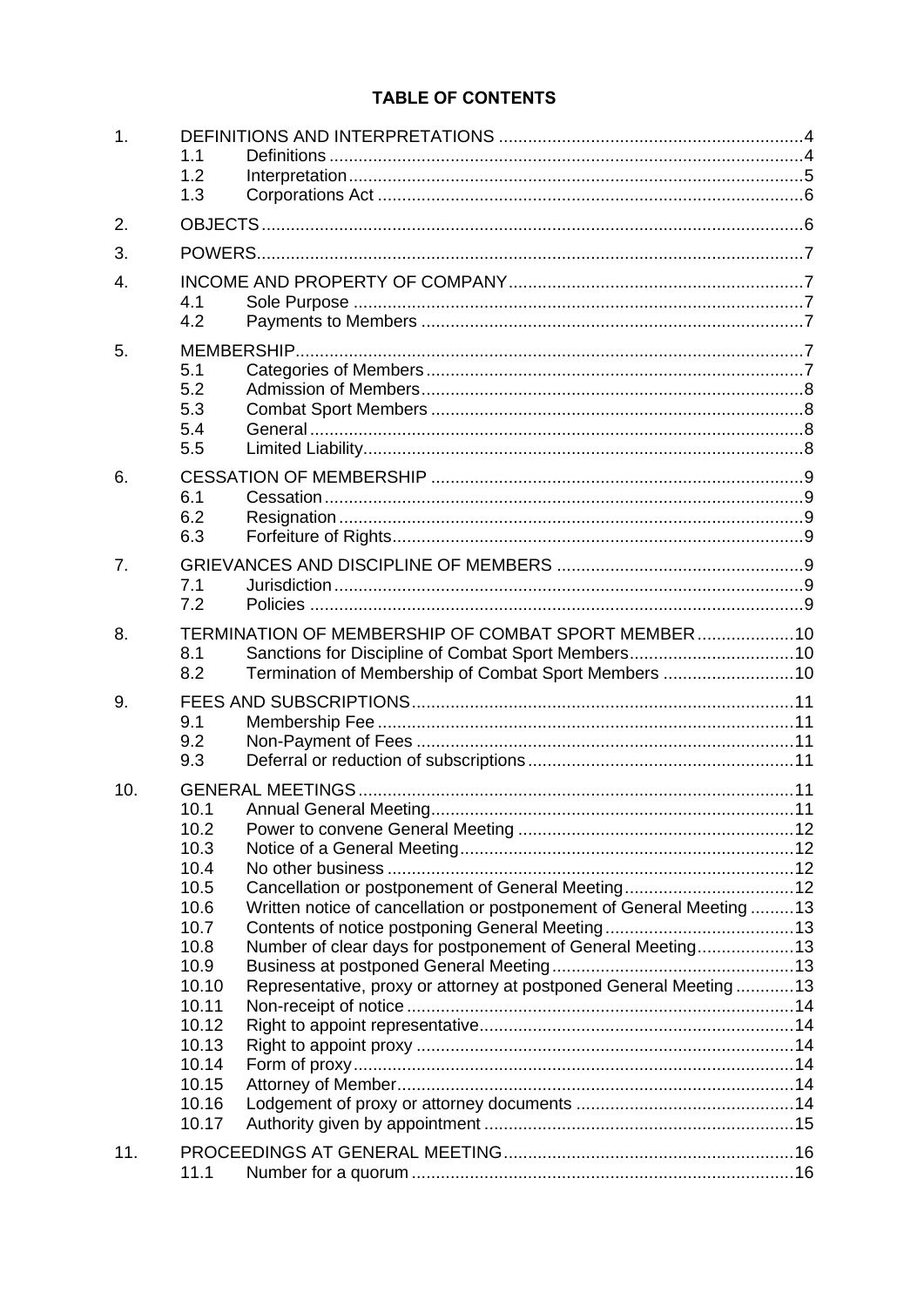# TABLE OF CONTENTS

| | | | |
|---|---|---|---|
| 1. | DEFINITIONS AND INTERPRETATIONS | | 4 |
| | 1.1 | Definitions | 4 |
| | 1.2 | Interpretation | 5 |
| | 1.3 | Corporations Act | 6 |
| 2. | OBJECTS | | 6 |
| 3. | POWERS | | 7 |
| 4. | INCOME AND PROPERTY OF COMPANY | | 7 |
| | 4.1 | Sole Purpose | 7 |
| | 4.2 | Payments to Members | 7 |
| 5. | MEMBERSHIP | | 7 |
| | 5.1 | Categories of Members | 7 |
| | 5.2 | Admission of Members | 8 |
| | 5.3 | Combat Sport Members | 8 |
| | 5.4 | General | 8 |
| | 5.5 | Limited Liability | 8 |
| 6. | CESSATION OF MEMBERSHIP | | 9 |
| | 6.1 | Cessation | 9 |
| | 6.2 | Resignation | 9 |
| | 6.3 | Forfeiture of Rights | 9 |
| 7. | GRIEVANCES AND DISCIPLINE OF MEMBERS | | 9 |
| | 7.1 | Jurisdiction | 9 |
| | 7.2 | Policies | 9 |
| 8. | TERMINATION OF MEMBERSHIP OF COMBAT SPORT MEMBER | | 10 |
| | 8.1 | Sanctions for Discipline of Combat Sport Members | 10 |
| | 8.2 | Termination of Membership of Combat Sport Members | 10 |
| 9. | FEES AND SUBSCRIPTIONS | | 11 |
| | 9.1 | Membership Fee | 11 |
| | 9.2 | Non-Payment of Fees | 11 |
| | 9.3 | Deferral or reduction of subscriptions | 11 |
| 10. | GENERAL MEETINGS | | 11 |
| | 10.1 | Annual General Meeting | 11 |
| | 10.2 | Power to convene General Meeting | 12 |
| | 10.3 | Notice of a General Meeting | 12 |
| | 10.4 | No other business | 12 |
| | 10.5 | Cancellation or postponement of General Meeting | 12 |
| | 10.6 | Written notice of cancellation or postponement of General Meeting | 13 |
| | 10.7 | Contents of notice postponing General Meeting | 13 |
| | 10.8 | Number of clear days for postponement of General Meeting | 13 |
| | 10.9 | Business at postponed General Meeting | 13 |
| | 10.10 | Representative, proxy or attorney at postponed General Meeting | 13 |
| | 10.11 | Non-receipt of notice | 14 |
| | 10.12 | Right to appoint representative | 14 |
| | 10.13 | Right to appoint proxy | 14 |
| | 10.14 | Form of proxy | 14 |
| | 10.15 | Attorney of Member | 14 |
| | 10.16 | Lodgement of proxy or attorney documents | 14 |
| | 10.17 | Authority given by appointment | 15 |
| 11. | PROCEEDINGS AT GENERAL MEETING | | 16 |
| | 11.1 | Number for a quorum | 16 |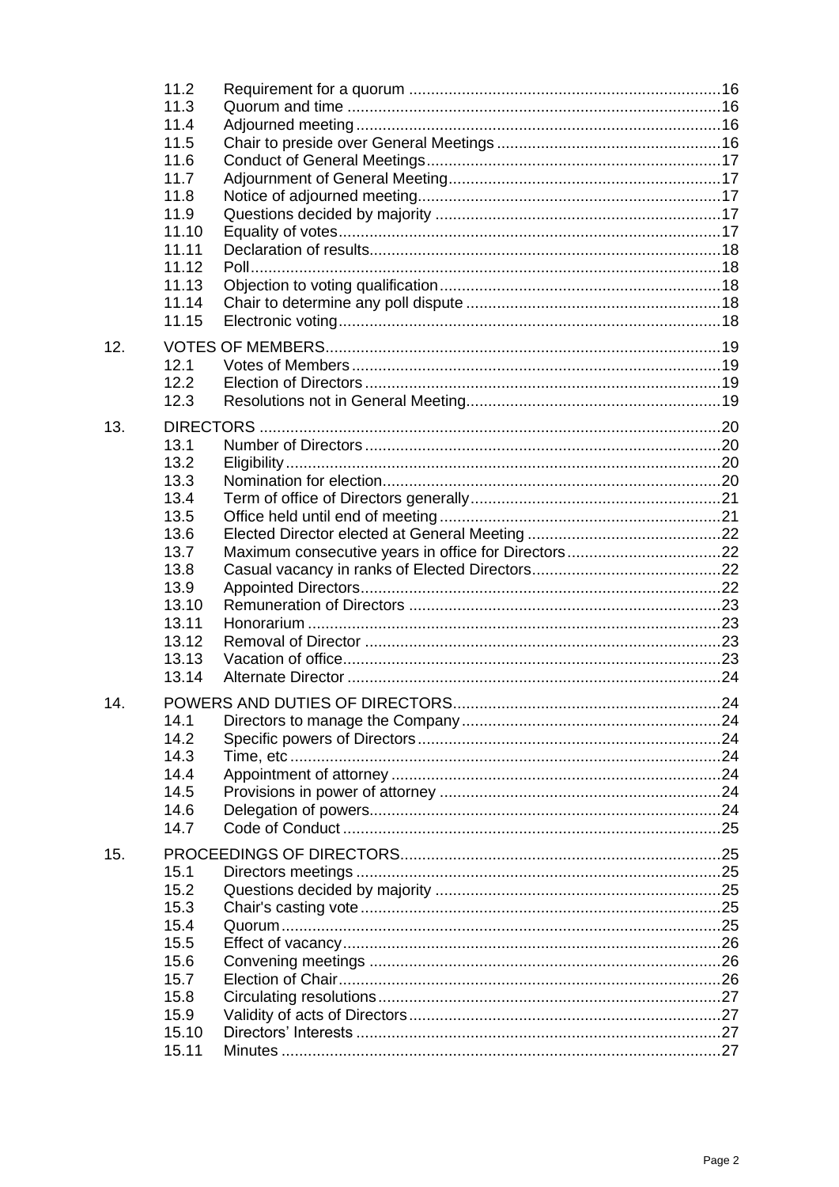| | | | |
|---|---|---|---|
| | 11.2 | Requirement for a quorum | 16 |
| | 11.3 | Quorum and time | 16 |
| | 11.4 | Adjourned meeting | 16 |
| | 11.5 | Chair to preside over General Meetings | 16 |
| | 11.6 | Conduct of General Meetings | 17 |
| | 11.7 | Adjournment of General Meeting | 17 |
| | 11.8 | Notice of adjourned meeting | 17 |
| | 11.9 | Questions decided by majority | 17 |
| | 11.10 | Equality of votes | 17 |
| | 11.11 | Declaration of results | 18 |
| | 11.12 | Poll | 18 |
| | 11.13 | Objection to voting qualification | 18 |
| | 11.14 | Chair to determine any poll dispute | 18 |
| | 11.15 | Electronic voting | 18 |
| 12. | VOTES OF MEMBERS | | 19 |
| | 12.1 | Votes of Members | 19 |
| | 12.2 | Election of Directors | 19 |
| | 12.3 | Resolutions not in General Meeting | 19 |
| 13. | DIRECTORS | | 20 |
| | 13.1 | Number of Directors | 20 |
| | 13.2 | Eligibility | 20 |
| | 13.3 | Nomination for election | 20 |
| | 13.4 | Term of office of Directors generally | 21 |
| | 13.5 | Office held until end of meeting | 21 |
| | 13.6 | Elected Director elected at General Meeting | 22 |
| | 13.7 | Maximum consecutive years in office for Directors | 22 |
| | 13.8 | Casual vacancy in ranks of Elected Directors | 22 |
| | 13.9 | Appointed Directors | 22 |
| | 13.10 | Remuneration of Directors | 23 |
| | 13.11 | Honorarium | 23 |
| | 13.12 | Removal of Director | 23 |
| | 13.13 | Vacation of office | 23 |
| | 13.14 | Alternate Director | 24 |
| 14. | POWERS AND DUTIES OF DIRECTORS | | 24 |
| | 14.1 | Directors to manage the Company | 24 |
| | 14.2 | Specific powers of Directors | 24 |
| | 14.3 | Time, etc | 24 |
| | 14.4 | Appointment of attorney | 24 |
| | 14.5 | Provisions in power of attorney | 24 |
| | 14.6 | Delegation of powers | 24 |
| | 14.7 | Code of Conduct | 25 |
| 15. | PROCEEDINGS OF DIRECTORS | | 25 |
| | 15.1 | Directors meetings | 25 |
| | 15.2 | Questions decided by majority | 25 |
| | 15.3 | Chair's casting vote | 25 |
| | 15.4 | Quorum | 25 |
| | 15.5 | Effect of vacancy | 26 |
| | 15.6 | Convening meetings | 26 |
| | 15.7 | Election of Chair | 26 |
| | 15.8 | Circulating resolutions | 27 |
| | 15.9 | Validity of acts of Directors | 27 |
| | 15.10 | Directors' Interests | 27 |
| | 15.11 | Minutes | 27 |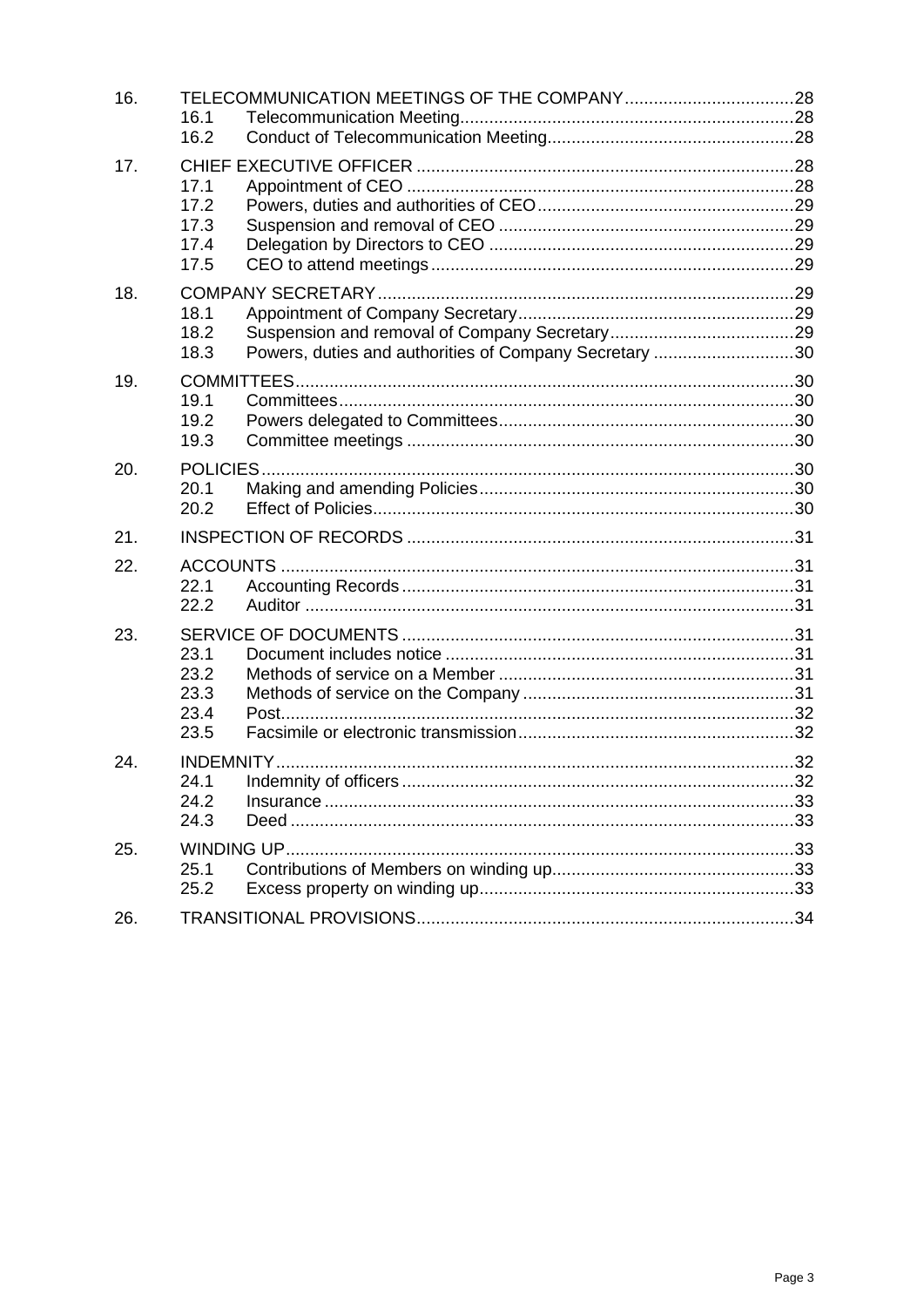| | | | |
|---|---|---|---|
| 16. | TELECOMMUNICATION MEETINGS OF THE COMPANY | | 28 |
| | 16.1 | Telecommunication Meeting | 28 |
| | 16.2 | Conduct of Telecommunication Meeting | 28 |
| 17. | CHIEF EXECUTIVE OFFICER | | 28 |
| | 17.1 | Appointment of CEO | 28 |
| | 17.2 | Powers, duties and authorities of CEO | 29 |
| | 17.3 | Suspension and removal of CEO | 29 |
| | 17.4 | Delegation by Directors to CEO | 29 |
| | 17.5 | CEO to attend meetings | 29 |
| 18. | COMPANY SECRETARY | | 29 |
| | 18.1 | Appointment of Company Secretary | 29 |
| | 18.2 | Suspension and removal of Company Secretary | 29 |
| | 18.3 | Powers, duties and authorities of Company Secretary | 30 |
| 19. | COMMITTEES | | 30 |
| | 19.1 | Committees | 30 |
| | 19.2 | Powers delegated to Committees | 30 |
| | 19.3 | Committee meetings | 30 |
| 20. | POLICIES | | 30 |
| | 20.1 | Making and amending Policies | 30 |
| | 20.2 | Effect of Policies | 30 |
| 21. | INSPECTION OF RECORDS | | 31 |
| 22. | ACCOUNTS | | 31 |
| | 22.1 | Accounting Records | 31 |
| | 22.2 | Auditor | 31 |
| 23. | SERVICE OF DOCUMENTS | | 31 |
| | 23.1 | Document includes notice | 31 |
| | 23.2 | Methods of service on a Member | 31 |
| | 23.3 | Methods of service on the Company | 31 |
| | 23.4 | Post | 32 |
| | 23.5 | Facsimile or electronic transmission | 32 |
| 24. | INDEMNITY | | 32 |
| | 24.1 | Indemnity of officers | 32 |
| | 24.2 | Insurance | 33 |
| | 24.3 | Deed | 33 |
| 25. | WINDING UP | | 33 |
| | 25.1 | Contributions of Members on winding up | 33 |
| | 25.2 | Excess property on winding up | 33 |
| 26. | TRANSITIONAL PROVISIONS | | 34 |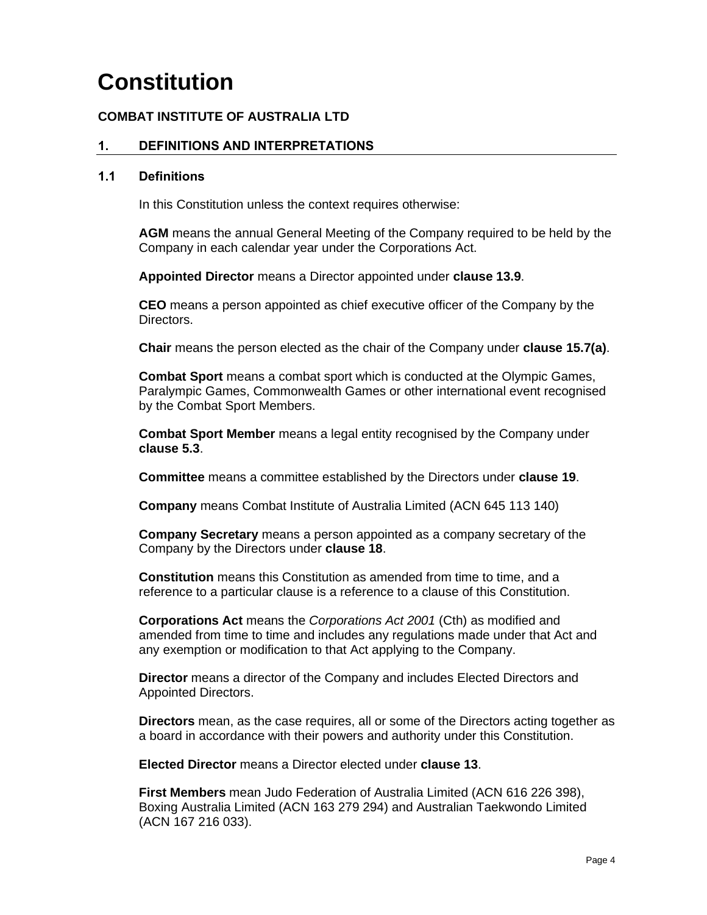# Constitution

**COMBAT INSTITUTE OF AUSTRALIA LTD**

## 1. DEFINITIONS AND INTERPRETATIONS

### 1.1 Definitions

In this Constitution unless the context requires otherwise:

**AGM** means the annual General Meeting of the Company required to be held by the Company in each calendar year under the Corporations Act.

**Appointed Director** means a Director appointed under **clause 13.9**.

**CEO** means a person appointed as chief executive officer of the Company by the Directors.

**Chair** means the person elected as the chair of the Company under **clause 15.7(a)**.

**Combat Sport** means a combat sport which is conducted at the Olympic Games, Paralympic Games, Commonwealth Games or other international event recognised by the Combat Sport Members.

**Combat Sport Member** means a legal entity recognised by the Company under **clause 5.3**.

**Committee** means a committee established by the Directors under **clause 19**.

**Company** means Combat Institute of Australia Limited (ACN 645 113 140)

**Company Secretary** means a person appointed as a company secretary of the Company by the Directors under **clause 18**.

**Constitution** means this Constitution as amended from time to time, and a reference to a particular clause is a reference to a clause of this Constitution.

**Corporations Act** means the *Corporations Act 2001* (Cth) as modified and amended from time to time and includes any regulations made under that Act and any exemption or modification to that Act applying to the Company.

**Director** means a director of the Company and includes Elected Directors and Appointed Directors.

**Directors** mean, as the case requires, all or some of the Directors acting together as a board in accordance with their powers and authority under this Constitution.

**Elected Director** means a Director elected under **clause 13**.

**First Members** mean Judo Federation of Australia Limited (ACN 616 226 398), Boxing Australia Limited (ACN 163 279 294) and Australian Taekwondo Limited (ACN 167 216 033).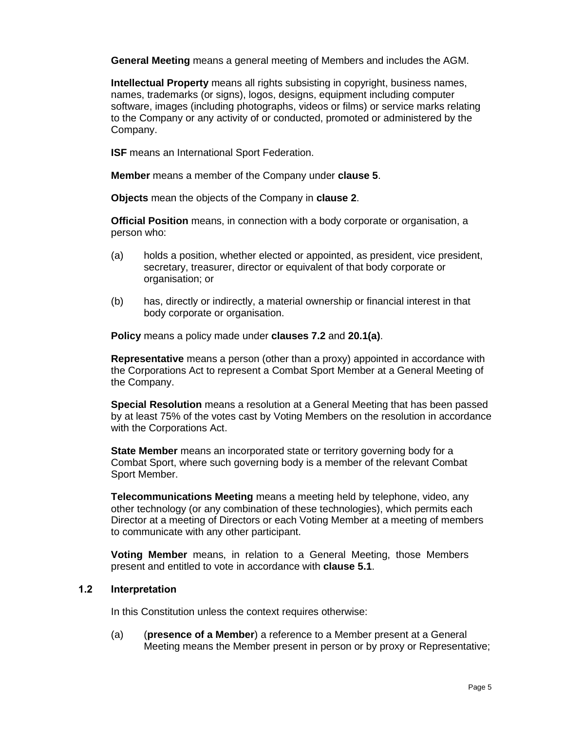**General Meeting** means a general meeting of Members and includes the AGM.

**Intellectual Property** means all rights subsisting in copyright, business names, names, trademarks (or signs), logos, designs, equipment including computer software, images (including photographs, videos or films) or service marks relating to the Company or any activity of or conducted, promoted or administered by the Company.

**ISF** means an International Sport Federation.

**Member** means a member of the Company under **clause 5**.

**Objects** mean the objects of the Company in **clause 2**.

**Official Position** means, in connection with a body corporate or organisation, a person who:

(a) holds a position, whether elected or appointed, as president, vice president, secretary, treasurer, director or equivalent of that body corporate or organisation; or

(b) has, directly or indirectly, a material ownership or financial interest in that body corporate or organisation.

**Policy** means a policy made under **clauses 7.2** and **20.1(a)**.

**Representative** means a person (other than a proxy) appointed in accordance with the Corporations Act to represent a Combat Sport Member at a General Meeting of the Company.

**Special Resolution** means a resolution at a General Meeting that has been passed by at least 75% of the votes cast by Voting Members on the resolution in accordance with the Corporations Act.

**State Member** means an incorporated state or territory governing body for a Combat Sport, where such governing body is a member of the relevant Combat Sport Member.

**Telecommunications Meeting** means a meeting held by telephone, video, any other technology (or any combination of these technologies), which permits each Director at a meeting of Directors or each Voting Member at a meeting of members to communicate with any other participant.

**Voting Member** means, in relation to a General Meeting, those Members present and entitled to vote in accordance with **clause 5.1**.

### 1.2 Interpretation

In this Constitution unless the context requires otherwise:

(a) (**presence of a Member**) a reference to a Member present at a General Meeting means the Member present in person or by proxy or Representative;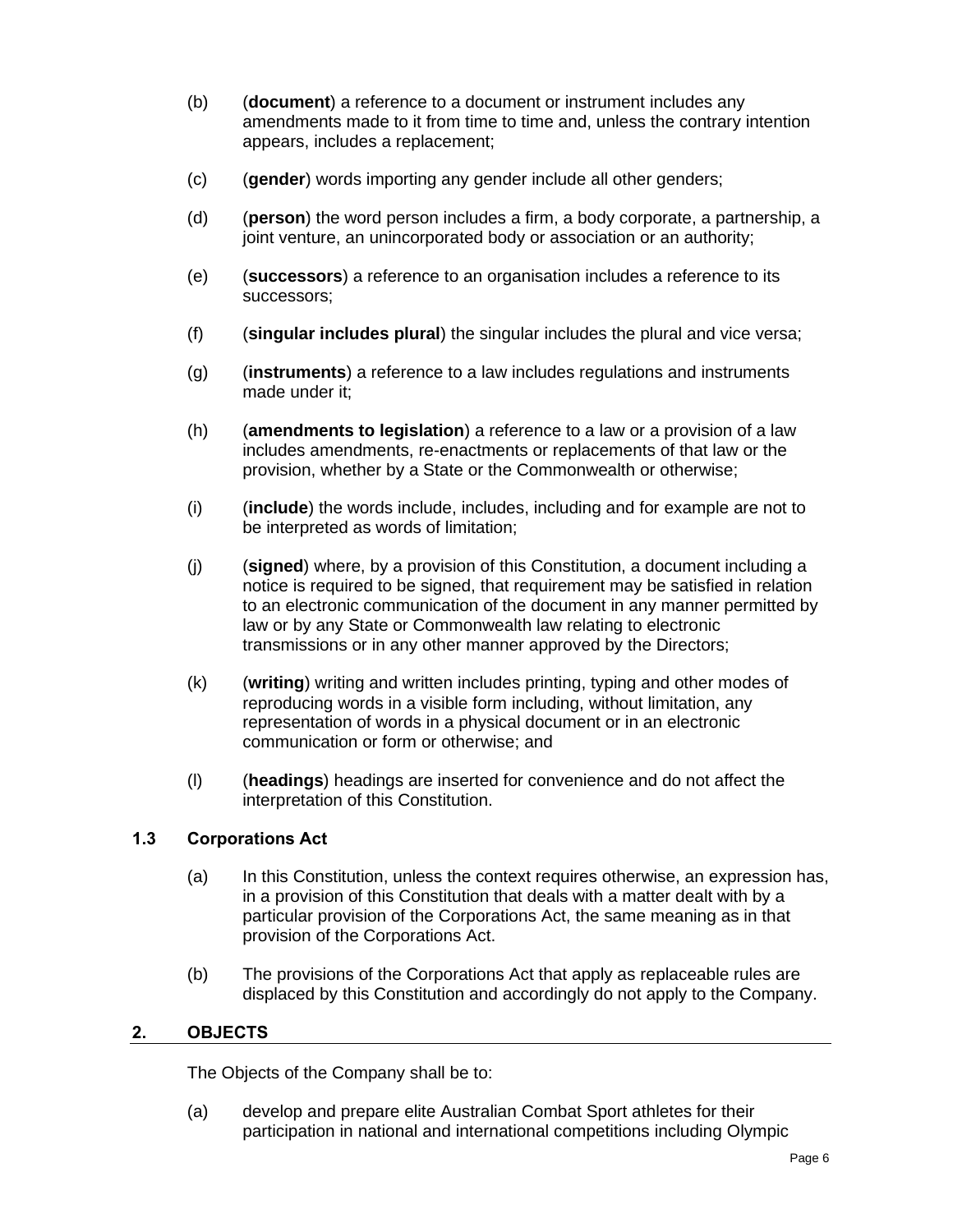(b) (**document**) a reference to a document or instrument includes any amendments made to it from time to time and, unless the contrary intention appears, includes a replacement;

(c) (**gender**) words importing any gender include all other genders;

(d) (**person**) the word person includes a firm, a body corporate, a partnership, a joint venture, an unincorporated body or association or an authority;

(e) (**successors**) a reference to an organisation includes a reference to its successors;

(f) (**singular includes plural**) the singular includes the plural and vice versa;

(g) (**instruments**) a reference to a law includes regulations and instruments made under it;

(h) (**amendments to legislation**) a reference to a law or a provision of a law includes amendments, re-enactments or replacements of that law or the provision, whether by a State or the Commonwealth or otherwise;

(i) (**include**) the words include, includes, including and for example are not to be interpreted as words of limitation;

(j) (**signed**) where, by a provision of this Constitution, a document including a notice is required to be signed, that requirement may be satisfied in relation to an electronic communication of the document in any manner permitted by law or by any State or Commonwealth law relating to electronic transmissions or in any other manner approved by the Directors;

(k) (**writing**) writing and written includes printing, typing and other modes of reproducing words in a visible form including, without limitation, any representation of words in a physical document or in an electronic communication or form or otherwise; and

(l) (**headings**) headings are inserted for convenience and do not affect the interpretation of this Constitution.

### 1.3 Corporations Act

(a) In this Constitution, unless the context requires otherwise, an expression has, in a provision of this Constitution that deals with a matter dealt with by a particular provision of the Corporations Act, the same meaning as in that provision of the Corporations Act.

(b) The provisions of the Corporations Act that apply as replaceable rules are displaced by this Constitution and accordingly do not apply to the Company.

## 2. OBJECTS

The Objects of the Company shall be to:

(a) develop and prepare elite Australian Combat Sport athletes for their participation in national and international competitions including Olympic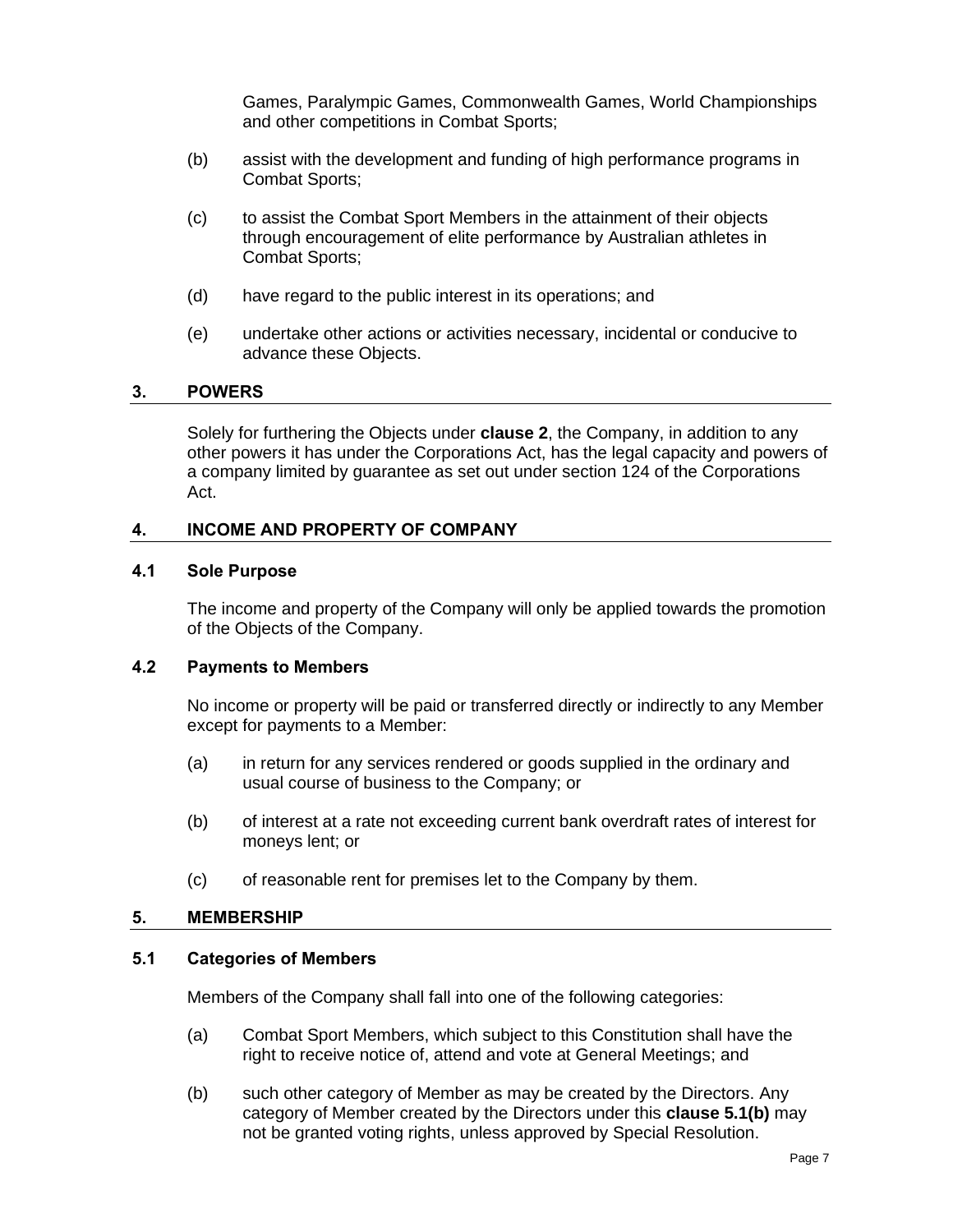Games, Paralympic Games, Commonwealth Games, World Championships and other competitions in Combat Sports;

(b) assist with the development and funding of high performance programs in Combat Sports;

(c) to assist the Combat Sport Members in the attainment of their objects through encouragement of elite performance by Australian athletes in Combat Sports;

(d) have regard to the public interest in its operations; and

(e) undertake other actions or activities necessary, incidental or conducive to advance these Objects.

## 3. POWERS

Solely for furthering the Objects under **clause 2**, the Company, in addition to any other powers it has under the Corporations Act, has the legal capacity and powers of a company limited by guarantee as set out under section 124 of the Corporations Act.

## 4. INCOME AND PROPERTY OF COMPANY

### 4.1 Sole Purpose

The income and property of the Company will only be applied towards the promotion of the Objects of the Company.

### 4.2 Payments to Members

No income or property will be paid or transferred directly or indirectly to any Member except for payments to a Member:

(a) in return for any services rendered or goods supplied in the ordinary and usual course of business to the Company; or

(b) of interest at a rate not exceeding current bank overdraft rates of interest for moneys lent; or

(c) of reasonable rent for premises let to the Company by them.

## 5. MEMBERSHIP

### 5.1 Categories of Members

Members of the Company shall fall into one of the following categories:

(a) Combat Sport Members, which subject to this Constitution shall have the right to receive notice of, attend and vote at General Meetings; and

(b) such other category of Member as may be created by the Directors. Any category of Member created by the Directors under this **clause 5.1(b)** may not be granted voting rights, unless approved by Special Resolution.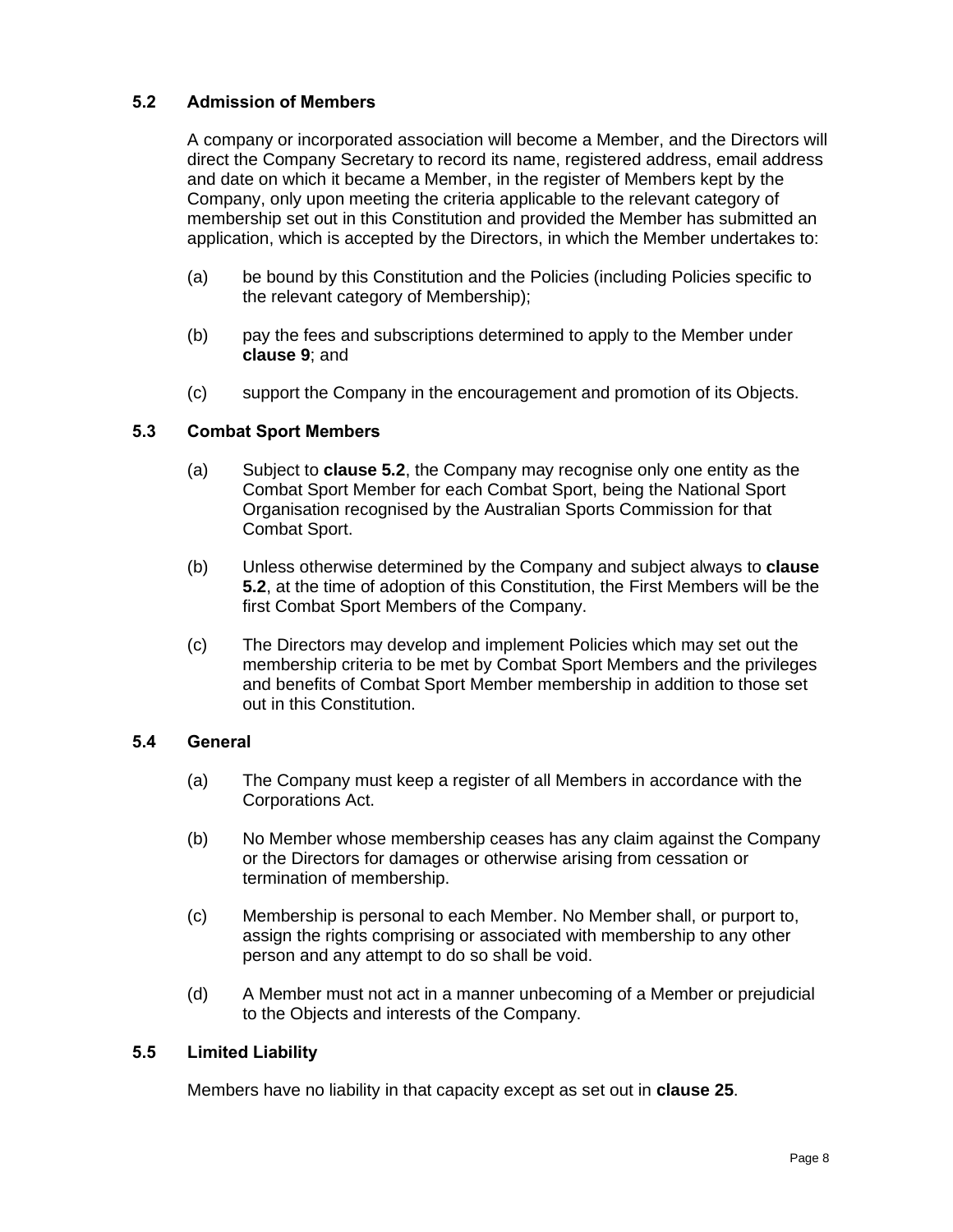### 5.2 Admission of Members

A company or incorporated association will become a Member, and the Directors will direct the Company Secretary to record its name, registered address, email address and date on which it became a Member, in the register of Members kept by the Company, only upon meeting the criteria applicable to the relevant category of membership set out in this Constitution and provided the Member has submitted an application, which is accepted by the Directors, in which the Member undertakes to:

(a) be bound by this Constitution and the Policies (including Policies specific to the relevant category of Membership);

(b) pay the fees and subscriptions determined to apply to the Member under **clause 9**; and

(c) support the Company in the encouragement and promotion of its Objects.

### 5.3 Combat Sport Members

(a) Subject to **clause 5.2**, the Company may recognise only one entity as the Combat Sport Member for each Combat Sport, being the National Sport Organisation recognised by the Australian Sports Commission for that Combat Sport.

(b) Unless otherwise determined by the Company and subject always to **clause 5.2**, at the time of adoption of this Constitution, the First Members will be the first Combat Sport Members of the Company.

(c) The Directors may develop and implement Policies which may set out the membership criteria to be met by Combat Sport Members and the privileges and benefits of Combat Sport Member membership in addition to those set out in this Constitution.

### 5.4 General

(a) The Company must keep a register of all Members in accordance with the Corporations Act.

(b) No Member whose membership ceases has any claim against the Company or the Directors for damages or otherwise arising from cessation or termination of membership.

(c) Membership is personal to each Member. No Member shall, or purport to, assign the rights comprising or associated with membership to any other person and any attempt to do so shall be void.

(d) A Member must not act in a manner unbecoming of a Member or prejudicial to the Objects and interests of the Company.

### 5.5 Limited Liability

Members have no liability in that capacity except as set out in **clause 25**.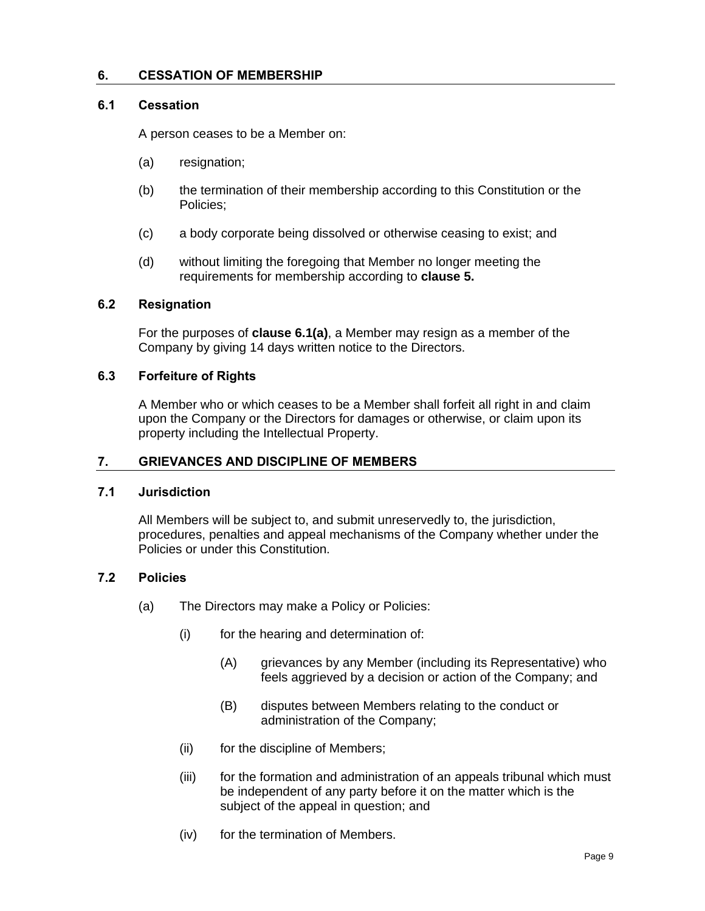## 6. CESSATION OF MEMBERSHIP

### 6.1 Cessation

A person ceases to be a Member on:

(a) resignation;

(b) the termination of their membership according to this Constitution or the Policies;

(c) a body corporate being dissolved or otherwise ceasing to exist; and

(d) without limiting the foregoing that Member no longer meeting the requirements for membership according to **clause 5.**

### 6.2 Resignation

For the purposes of **clause 6.1(a)**, a Member may resign as a member of the Company by giving 14 days written notice to the Directors.

### 6.3 Forfeiture of Rights

A Member who or which ceases to be a Member shall forfeit all right in and claim upon the Company or the Directors for damages or otherwise, or claim upon its property including the Intellectual Property.

## 7. GRIEVANCES AND DISCIPLINE OF MEMBERS

### 7.1 Jurisdiction

All Members will be subject to, and submit unreservedly to, the jurisdiction, procedures, penalties and appeal mechanisms of the Company whether under the Policies or under this Constitution.

### 7.2 Policies

(a) The Directors may make a Policy or Policies:

   (i) for the hearing and determination of:

      (A) grievances by any Member (including its Representative) who feels aggrieved by a decision or action of the Company; and

      (B) disputes between Members relating to the conduct or administration of the Company;

   (ii) for the discipline of Members;

   (iii) for the formation and administration of an appeals tribunal which must be independent of any party before it on the matter which is the subject of the appeal in question; and

   (iv) for the termination of Members.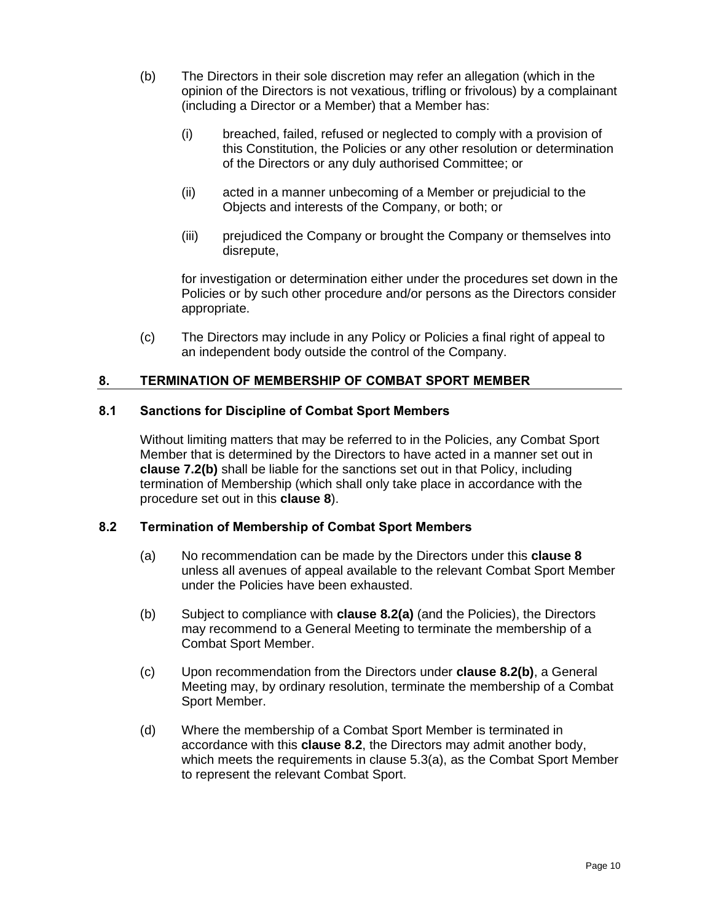(b) The Directors in their sole discretion may refer an allegation (which in the opinion of the Directors is not vexatious, trifling or frivolous) by a complainant (including a Director or a Member) that a Member has:

   (i) breached, failed, refused or neglected to comply with a provision of this Constitution, the Policies or any other resolution or determination of the Directors or any duly authorised Committee; or

   (ii) acted in a manner unbecoming of a Member or prejudicial to the Objects and interests of the Company, or both; or

   (iii) prejudiced the Company or brought the Company or themselves into disrepute,

   for investigation or determination either under the procedures set down in the Policies or by such other procedure and/or persons as the Directors consider appropriate.

(c) The Directors may include in any Policy or Policies a final right of appeal to an independent body outside the control of the Company.

## 8. TERMINATION OF MEMBERSHIP OF COMBAT SPORT MEMBER

### 8.1 Sanctions for Discipline of Combat Sport Members

Without limiting matters that may be referred to in the Policies, any Combat Sport Member that is determined by the Directors to have acted in a manner set out in **clause 7.2(b)** shall be liable for the sanctions set out in that Policy, including termination of Membership (which shall only take place in accordance with the procedure set out in this **clause 8**).

### 8.2 Termination of Membership of Combat Sport Members

(a) No recommendation can be made by the Directors under this **clause 8** unless all avenues of appeal available to the relevant Combat Sport Member under the Policies have been exhausted.

(b) Subject to compliance with **clause 8.2(a)** (and the Policies), the Directors may recommend to a General Meeting to terminate the membership of a Combat Sport Member.

(c) Upon recommendation from the Directors under **clause 8.2(b)**, a General Meeting may, by ordinary resolution, terminate the membership of a Combat Sport Member.

(d) Where the membership of a Combat Sport Member is terminated in accordance with this **clause 8.2**, the Directors may admit another body, which meets the requirements in clause 5.3(a), as the Combat Sport Member to represent the relevant Combat Sport.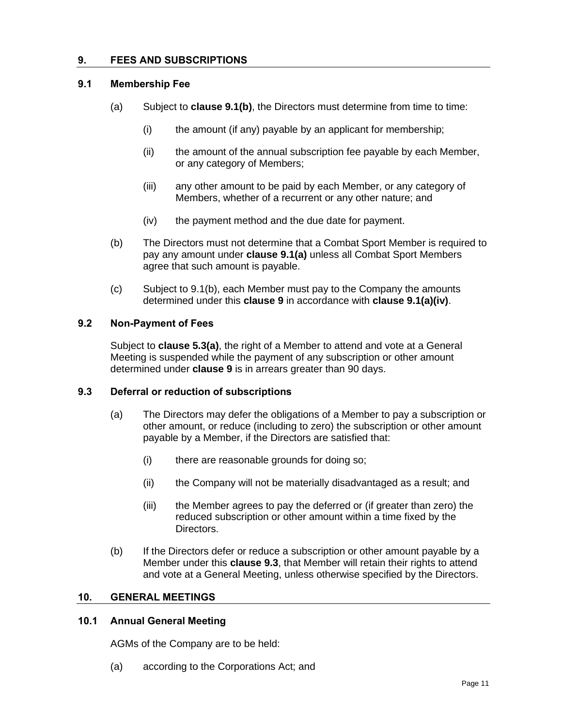## 9. FEES AND SUBSCRIPTIONS

### 9.1 Membership Fee

(a) Subject to **clause 9.1(b)**, the Directors must determine from time to time:

(i) the amount (if any) payable by an applicant for membership;

(ii) the amount of the annual subscription fee payable by each Member, or any category of Members;

(iii) any other amount to be paid by each Member, or any category of Members, whether of a recurrent or any other nature; and

(iv) the payment method and the due date for payment.

(b) The Directors must not determine that a Combat Sport Member is required to pay any amount under **clause 9.1(a)** unless all Combat Sport Members agree that such amount is payable.

(c) Subject to 9.1(b), each Member must pay to the Company the amounts determined under this **clause 9** in accordance with **clause 9.1(a)(iv)**.

### 9.2 Non-Payment of Fees

Subject to **clause 5.3(a)**, the right of a Member to attend and vote at a General Meeting is suspended while the payment of any subscription or other amount determined under **clause 9** is in arrears greater than 90 days.

### 9.3 Deferral or reduction of subscriptions

(a) The Directors may defer the obligations of a Member to pay a subscription or other amount, or reduce (including to zero) the subscription or other amount payable by a Member, if the Directors are satisfied that:

(i) there are reasonable grounds for doing so;

(ii) the Company will not be materially disadvantaged as a result; and

(iii) the Member agrees to pay the deferred or (if greater than zero) the reduced subscription or other amount within a time fixed by the Directors.

(b) If the Directors defer or reduce a subscription or other amount payable by a Member under this **clause 9.3**, that Member will retain their rights to attend and vote at a General Meeting, unless otherwise specified by the Directors.

## 10. GENERAL MEETINGS

### 10.1 Annual General Meeting

AGMs of the Company are to be held:

(a) according to the Corporations Act; and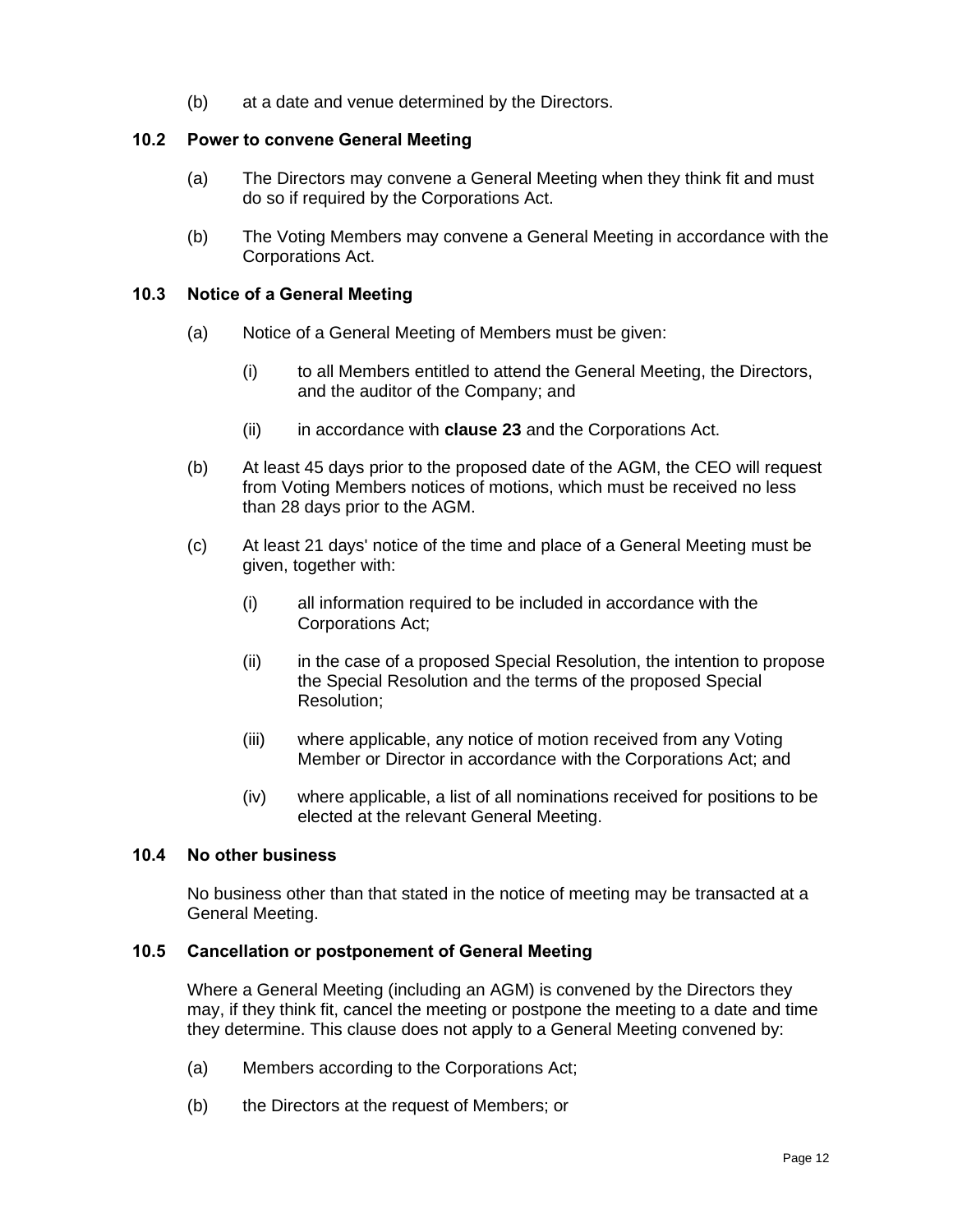(b) at a date and venue determined by the Directors.

### 10.2 Power to convene General Meeting

(a) The Directors may convene a General Meeting when they think fit and must do so if required by the Corporations Act.

(b) The Voting Members may convene a General Meeting in accordance with the Corporations Act.

### 10.3 Notice of a General Meeting

(a) Notice of a General Meeting of Members must be given:

(i) to all Members entitled to attend the General Meeting, the Directors, and the auditor of the Company; and

(ii) in accordance with **clause 23** and the Corporations Act.

(b) At least 45 days prior to the proposed date of the AGM, the CEO will request from Voting Members notices of motions, which must be received no less than 28 days prior to the AGM.

(c) At least 21 days' notice of the time and place of a General Meeting must be given, together with:

(i) all information required to be included in accordance with the Corporations Act;

(ii) in the case of a proposed Special Resolution, the intention to propose the Special Resolution and the terms of the proposed Special Resolution;

(iii) where applicable, any notice of motion received from any Voting Member or Director in accordance with the Corporations Act; and

(iv) where applicable, a list of all nominations received for positions to be elected at the relevant General Meeting.

### 10.4 No other business

No business other than that stated in the notice of meeting may be transacted at a General Meeting.

### 10.5 Cancellation or postponement of General Meeting

Where a General Meeting (including an AGM) is convened by the Directors they may, if they think fit, cancel the meeting or postpone the meeting to a date and time they determine. This clause does not apply to a General Meeting convened by:

(a) Members according to the Corporations Act;

(b) the Directors at the request of Members; or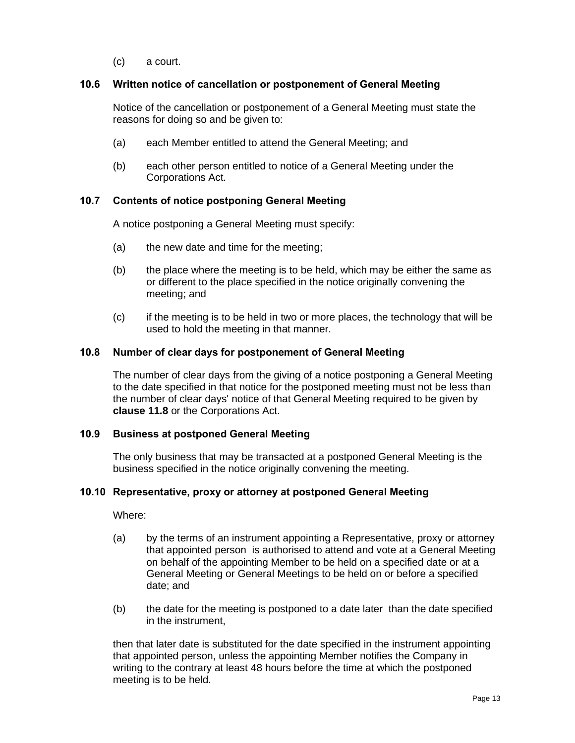(c) a court.

### 10.6 Written notice of cancellation or postponement of General Meeting

Notice of the cancellation or postponement of a General Meeting must state the reasons for doing so and be given to:

(a) each Member entitled to attend the General Meeting; and

(b) each other person entitled to notice of a General Meeting under the Corporations Act.

### 10.7 Contents of notice postponing General Meeting

A notice postponing a General Meeting must specify:

(a) the new date and time for the meeting;

(b) the place where the meeting is to be held, which may be either the same as or different to the place specified in the notice originally convening the meeting; and

(c) if the meeting is to be held in two or more places, the technology that will be used to hold the meeting in that manner.

### 10.8 Number of clear days for postponement of General Meeting

The number of clear days from the giving of a notice postponing a General Meeting to the date specified in that notice for the postponed meeting must not be less than the number of clear days' notice of that General Meeting required to be given by **clause 11.8** or the Corporations Act.

### 10.9 Business at postponed General Meeting

The only business that may be transacted at a postponed General Meeting is the business specified in the notice originally convening the meeting.

### 10.10 Representative, proxy or attorney at postponed General Meeting

Where:

(a) by the terms of an instrument appointing a Representative, proxy or attorney that appointed person is authorised to attend and vote at a General Meeting on behalf of the appointing Member to be held on a specified date or at a General Meeting or General Meetings to be held on or before a specified date; and

(b) the date for the meeting is postponed to a date later than the date specified in the instrument,

then that later date is substituted for the date specified in the instrument appointing that appointed person, unless the appointing Member notifies the Company in writing to the contrary at least 48 hours before the time at which the postponed meeting is to be held.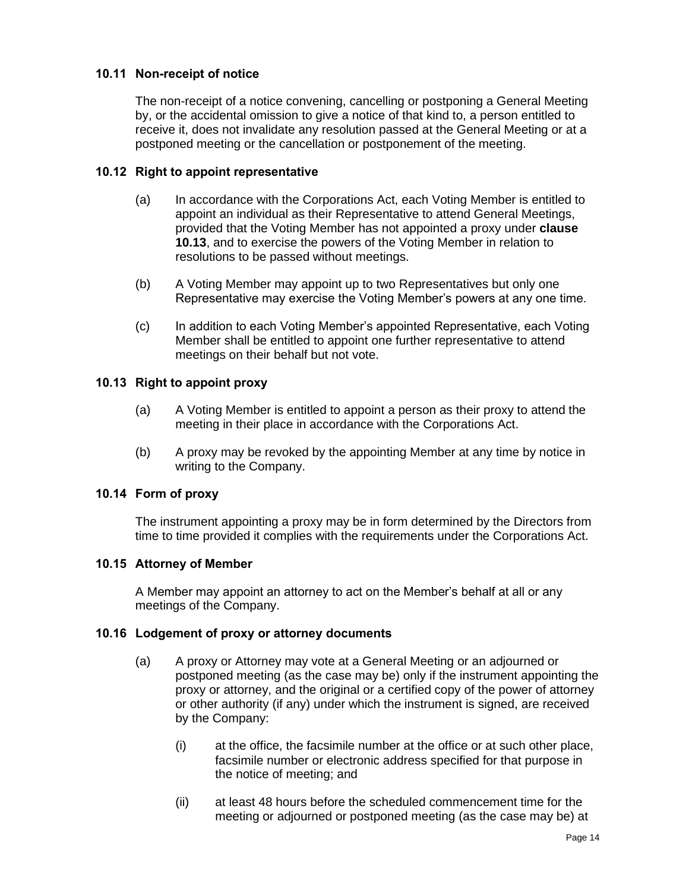### 10.11 Non-receipt of notice

The non-receipt of a notice convening, cancelling or postponing a General Meeting by, or the accidental omission to give a notice of that kind to, a person entitled to receive it, does not invalidate any resolution passed at the General Meeting or at a postponed meeting or the cancellation or postponement of the meeting.

### 10.12 Right to appoint representative

(a) In accordance with the Corporations Act, each Voting Member is entitled to appoint an individual as their Representative to attend General Meetings, provided that the Voting Member has not appointed a proxy under **clause 10.13**, and to exercise the powers of the Voting Member in relation to resolutions to be passed without meetings.

(b) A Voting Member may appoint up to two Representatives but only one Representative may exercise the Voting Member's powers at any one time.

(c) In addition to each Voting Member's appointed Representative, each Voting Member shall be entitled to appoint one further representative to attend meetings on their behalf but not vote.

### 10.13 Right to appoint proxy

(a) A Voting Member is entitled to appoint a person as their proxy to attend the meeting in their place in accordance with the Corporations Act.

(b) A proxy may be revoked by the appointing Member at any time by notice in writing to the Company.

### 10.14 Form of proxy

The instrument appointing a proxy may be in form determined by the Directors from time to time provided it complies with the requirements under the Corporations Act.

### 10.15 Attorney of Member

A Member may appoint an attorney to act on the Member's behalf at all or any meetings of the Company.

### 10.16 Lodgement of proxy or attorney documents

(a) A proxy or Attorney may vote at a General Meeting or an adjourned or postponed meeting (as the case may be) only if the instrument appointing the proxy or attorney, and the original or a certified copy of the power of attorney or other authority (if any) under which the instrument is signed, are received by the Company:

(i) at the office, the facsimile number at the office or at such other place, facsimile number or electronic address specified for that purpose in the notice of meeting; and

(ii) at least 48 hours before the scheduled commencement time for the meeting or adjourned or postponed meeting (as the case may be) at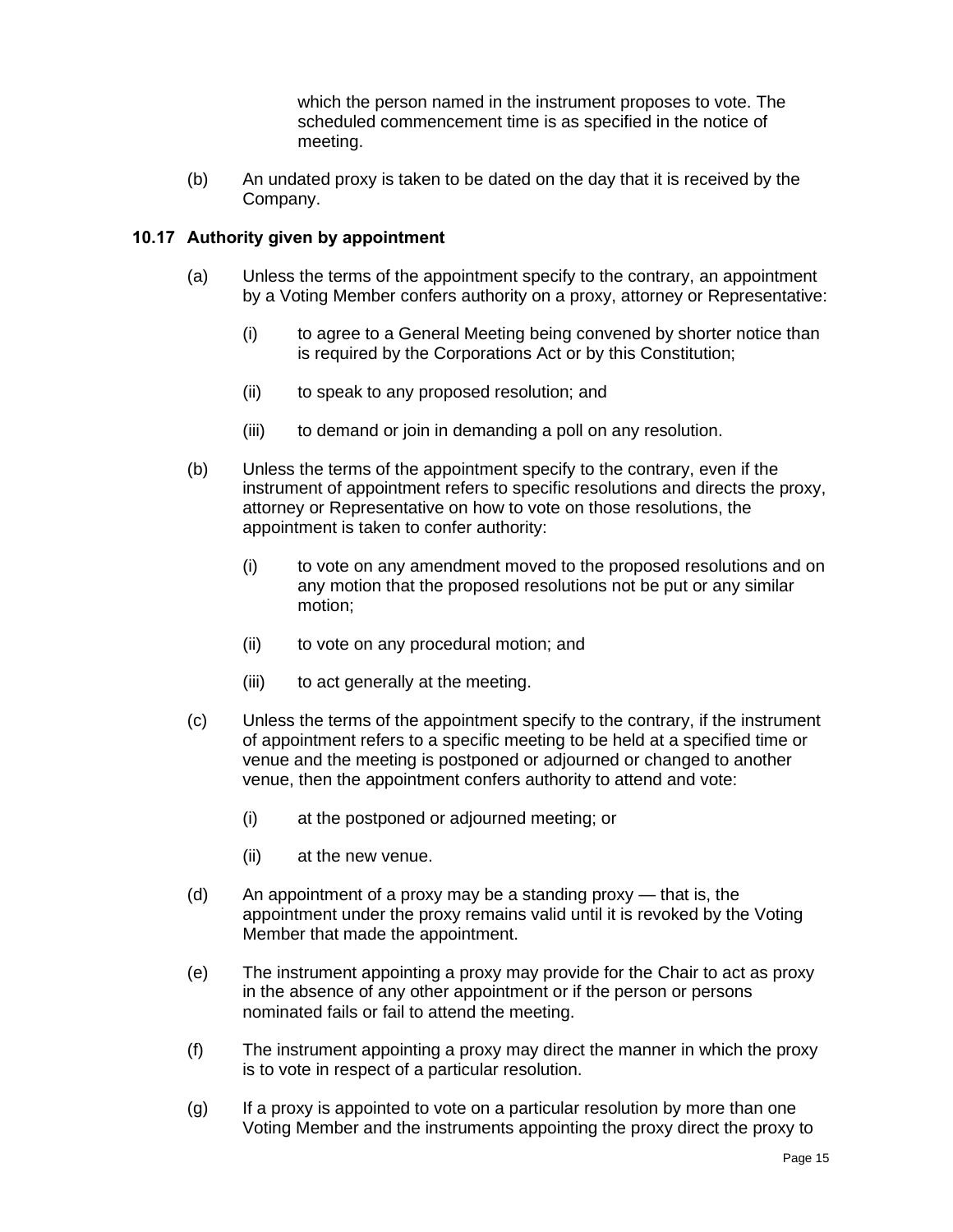which the person named in the instrument proposes to vote. The scheduled commencement time is as specified in the notice of meeting.

(b) An undated proxy is taken to be dated on the day that it is received by the Company.

### 10.17 Authority given by appointment

(a) Unless the terms of the appointment specify to the contrary, an appointment by a Voting Member confers authority on a proxy, attorney or Representative:

(i) to agree to a General Meeting being convened by shorter notice than is required by the Corporations Act or by this Constitution;

(ii) to speak to any proposed resolution; and

(iii) to demand or join in demanding a poll on any resolution.

(b) Unless the terms of the appointment specify to the contrary, even if the instrument of appointment refers to specific resolutions and directs the proxy, attorney or Representative on how to vote on those resolutions, the appointment is taken to confer authority:

(i) to vote on any amendment moved to the proposed resolutions and on any motion that the proposed resolutions not be put or any similar motion;

(ii) to vote on any procedural motion; and

(iii) to act generally at the meeting.

(c) Unless the terms of the appointment specify to the contrary, if the instrument of appointment refers to a specific meeting to be held at a specified time or venue and the meeting is postponed or adjourned or changed to another venue, then the appointment confers authority to attend and vote:

(i) at the postponed or adjourned meeting; or

(ii) at the new venue.

(d) An appointment of a proxy may be a standing proxy — that is, the appointment under the proxy remains valid until it is revoked by the Voting Member that made the appointment.

(e) The instrument appointing a proxy may provide for the Chair to act as proxy in the absence of any other appointment or if the person or persons nominated fails or fail to attend the meeting.

(f) The instrument appointing a proxy may direct the manner in which the proxy is to vote in respect of a particular resolution.

(g) If a proxy is appointed to vote on a particular resolution by more than one Voting Member and the instruments appointing the proxy direct the proxy to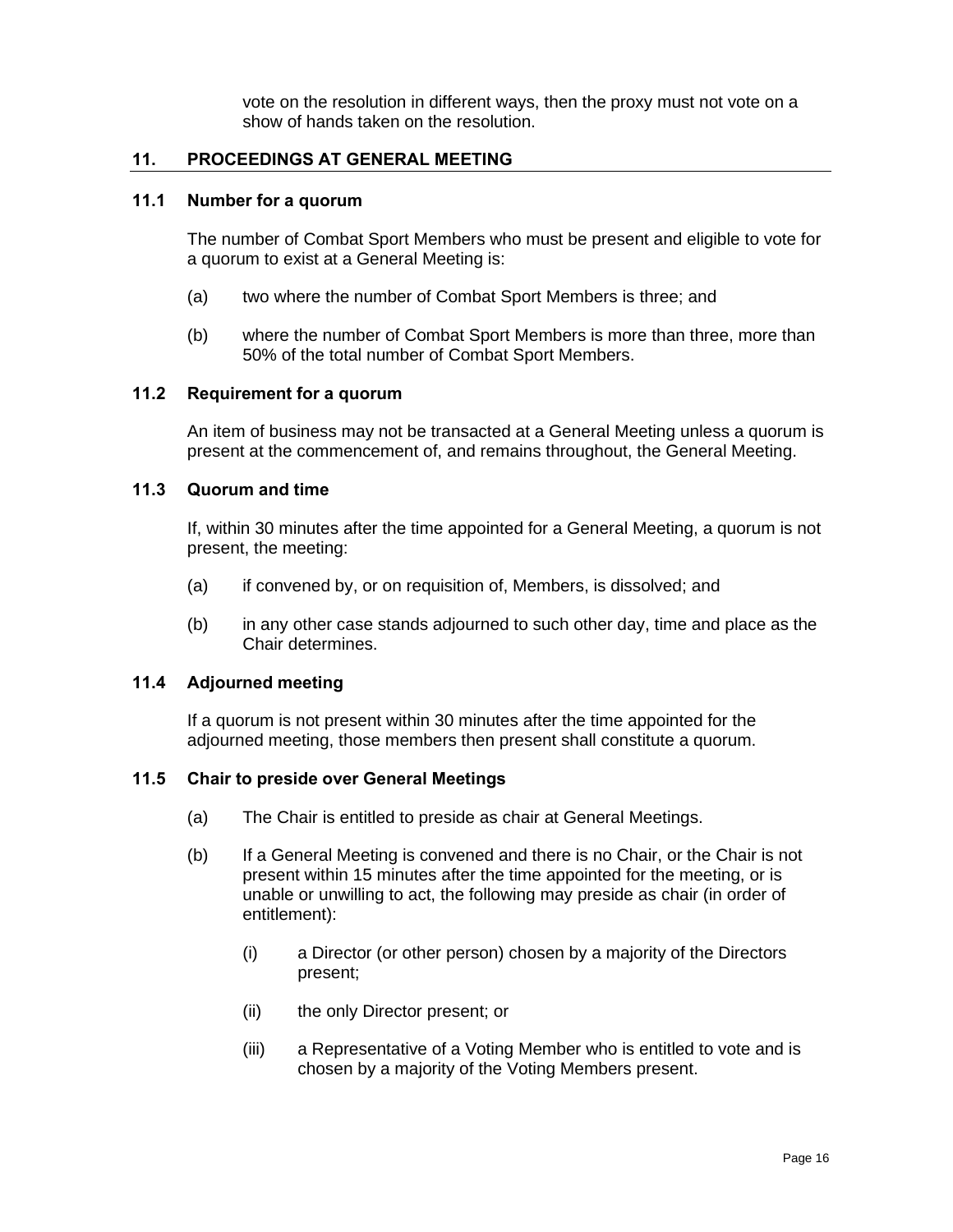vote on the resolution in different ways, then the proxy must not vote on a show of hands taken on the resolution.

## 11. PROCEEDINGS AT GENERAL MEETING

### 11.1 Number for a quorum

The number of Combat Sport Members who must be present and eligible to vote for a quorum to exist at a General Meeting is:

(a) two where the number of Combat Sport Members is three; and

(b) where the number of Combat Sport Members is more than three, more than 50% of the total number of Combat Sport Members.

### 11.2 Requirement for a quorum

An item of business may not be transacted at a General Meeting unless a quorum is present at the commencement of, and remains throughout, the General Meeting.

### 11.3 Quorum and time

If, within 30 minutes after the time appointed for a General Meeting, a quorum is not present, the meeting:

(a) if convened by, or on requisition of, Members, is dissolved; and

(b) in any other case stands adjourned to such other day, time and place as the Chair determines.

### 11.4 Adjourned meeting

If a quorum is not present within 30 minutes after the time appointed for the adjourned meeting, those members then present shall constitute a quorum.

### 11.5 Chair to preside over General Meetings

(a) The Chair is entitled to preside as chair at General Meetings.

(b) If a General Meeting is convened and there is no Chair, or the Chair is not present within 15 minutes after the time appointed for the meeting, or is unable or unwilling to act, the following may preside as chair (in order of entitlement):

(i) a Director (or other person) chosen by a majority of the Directors present;

(ii) the only Director present; or

(iii) a Representative of a Voting Member who is entitled to vote and is chosen by a majority of the Voting Members present.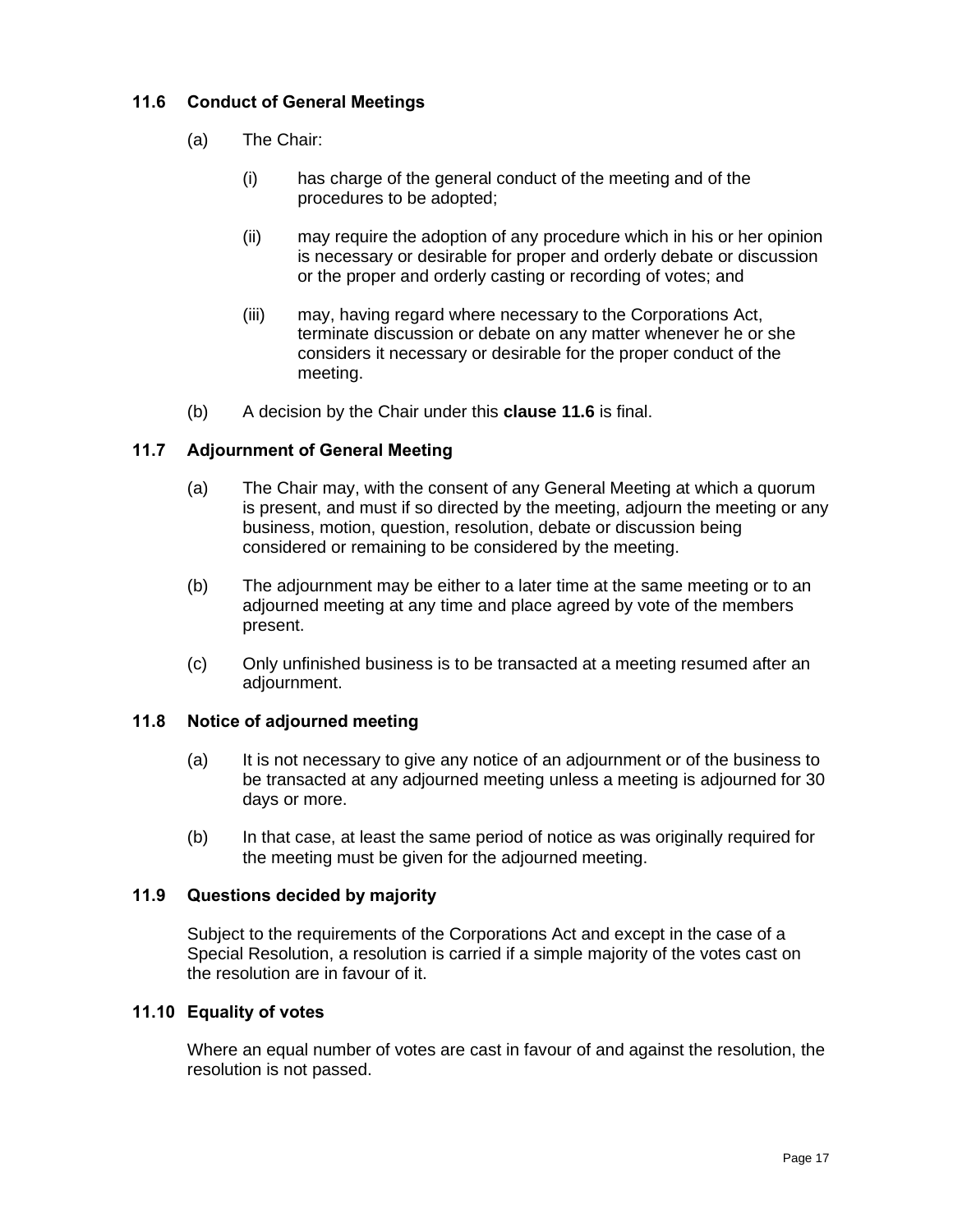### 11.6 Conduct of General Meetings

(a) The Chair:

  (i) has charge of the general conduct of the meeting and of the procedures to be adopted;

  (ii) may require the adoption of any procedure which in his or her opinion is necessary or desirable for proper and orderly debate or discussion or the proper and orderly casting or recording of votes; and

  (iii) may, having regard where necessary to the Corporations Act, terminate discussion or debate on any matter whenever he or she considers it necessary or desirable for the proper conduct of the meeting.

(b) A decision by the Chair under this **clause 11.6** is final.

### 11.7 Adjournment of General Meeting

(a) The Chair may, with the consent of any General Meeting at which a quorum is present, and must if so directed by the meeting, adjourn the meeting or any business, motion, question, resolution, debate or discussion being considered or remaining to be considered by the meeting.

(b) The adjournment may be either to a later time at the same meeting or to an adjourned meeting at any time and place agreed by vote of the members present.

(c) Only unfinished business is to be transacted at a meeting resumed after an adjournment.

### 11.8 Notice of adjourned meeting

(a) It is not necessary to give any notice of an adjournment or of the business to be transacted at any adjourned meeting unless a meeting is adjourned for 30 days or more.

(b) In that case, at least the same period of notice as was originally required for the meeting must be given for the adjourned meeting.

### 11.9 Questions decided by majority

Subject to the requirements of the Corporations Act and except in the case of a Special Resolution, a resolution is carried if a simple majority of the votes cast on the resolution are in favour of it.

### 11.10 Equality of votes

Where an equal number of votes are cast in favour of and against the resolution, the resolution is not passed.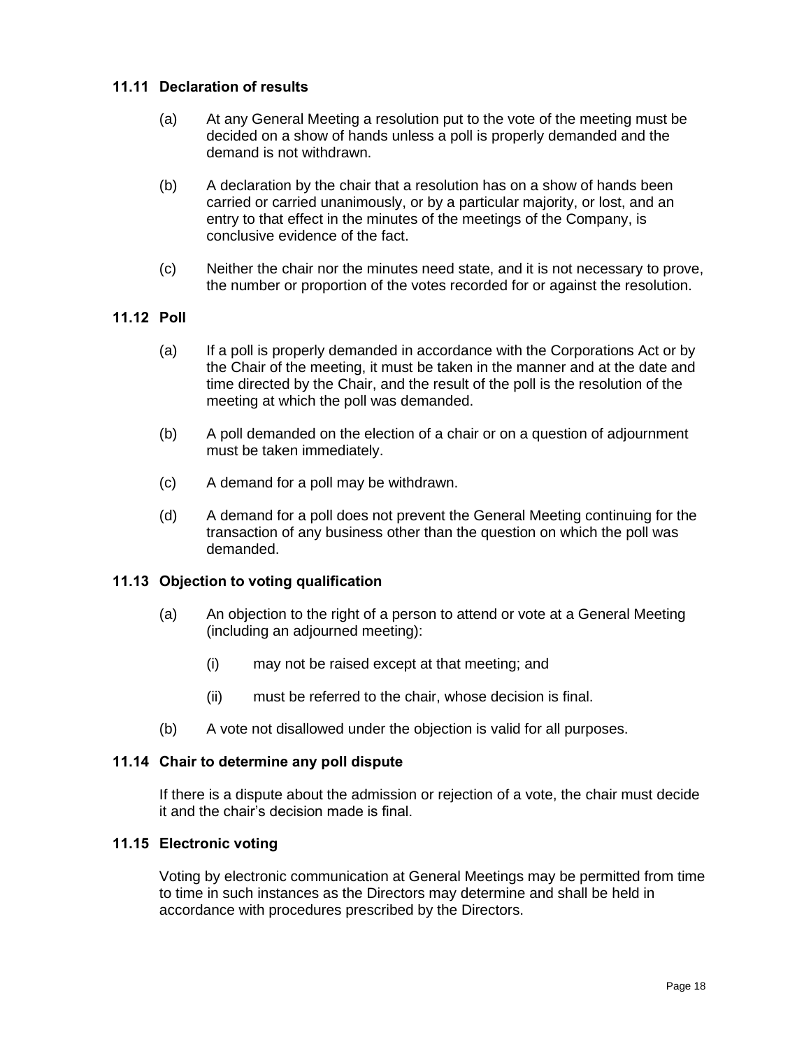### 11.11 Declaration of results

(a) At any General Meeting a resolution put to the vote of the meeting must be decided on a show of hands unless a poll is properly demanded and the demand is not withdrawn.

(b) A declaration by the chair that a resolution has on a show of hands been carried or carried unanimously, or by a particular majority, or lost, and an entry to that effect in the minutes of the meetings of the Company, is conclusive evidence of the fact.

(c) Neither the chair nor the minutes need state, and it is not necessary to prove, the number or proportion of the votes recorded for or against the resolution.

### 11.12 Poll

(a) If a poll is properly demanded in accordance with the Corporations Act or by the Chair of the meeting, it must be taken in the manner and at the date and time directed by the Chair, and the result of the poll is the resolution of the meeting at which the poll was demanded.

(b) A poll demanded on the election of a chair or on a question of adjournment must be taken immediately.

(c) A demand for a poll may be withdrawn.

(d) A demand for a poll does not prevent the General Meeting continuing for the transaction of any business other than the question on which the poll was demanded.

### 11.13 Objection to voting qualification

(a) An objection to the right of a person to attend or vote at a General Meeting (including an adjourned meeting):

  (i) may not be raised except at that meeting; and

  (ii) must be referred to the chair, whose decision is final.

(b) A vote not disallowed under the objection is valid for all purposes.

### 11.14 Chair to determine any poll dispute

If there is a dispute about the admission or rejection of a vote, the chair must decide it and the chair's decision made is final.

### 11.15 Electronic voting

Voting by electronic communication at General Meetings may be permitted from time to time in such instances as the Directors may determine and shall be held in accordance with procedures prescribed by the Directors.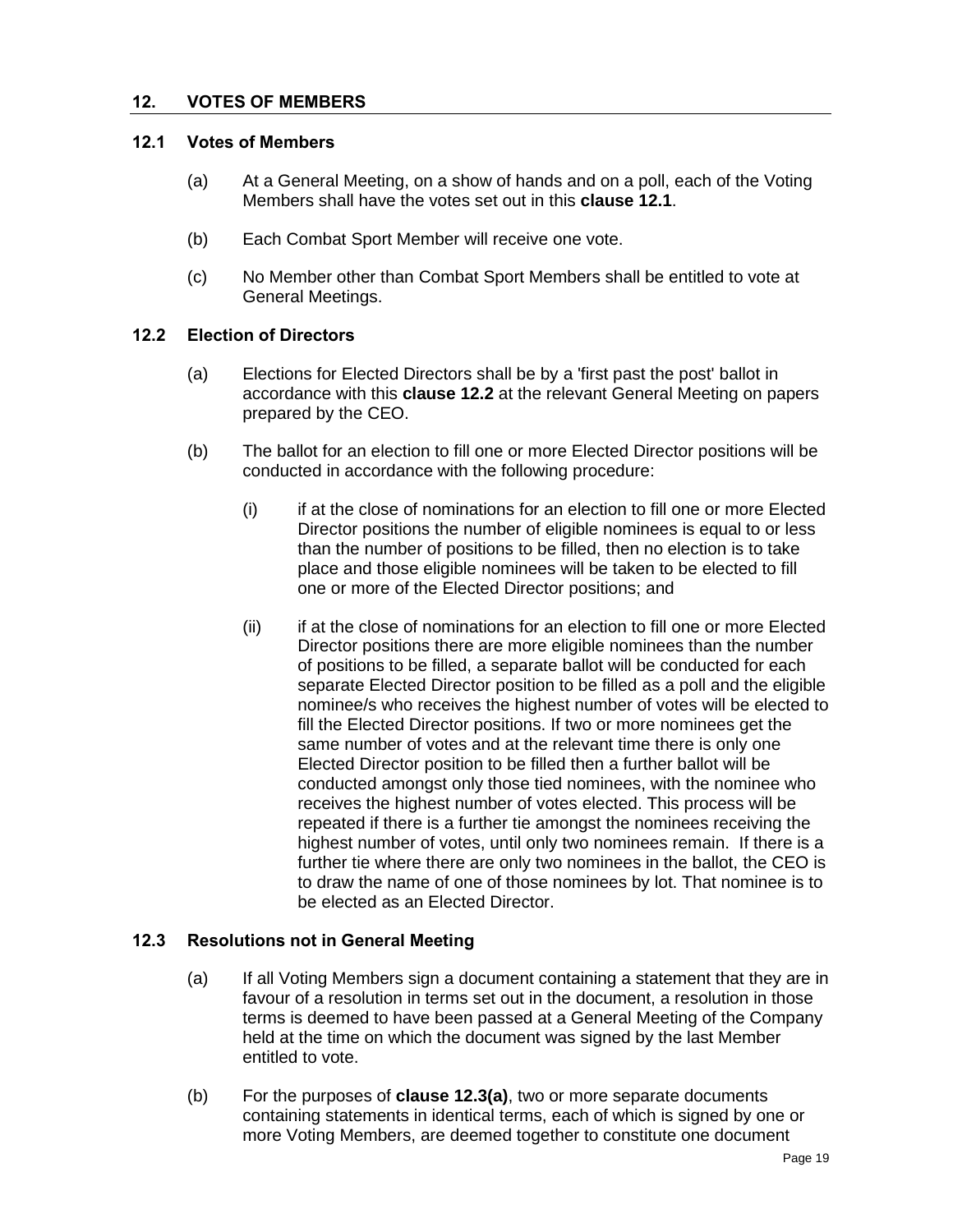## 12. VOTES OF MEMBERS

### 12.1 Votes of Members

(a) At a General Meeting, on a show of hands and on a poll, each of the Voting Members shall have the votes set out in this **clause 12.1**.

(b) Each Combat Sport Member will receive one vote.

(c) No Member other than Combat Sport Members shall be entitled to vote at General Meetings.

### 12.2 Election of Directors

(a) Elections for Elected Directors shall be by a 'first past the post' ballot in accordance with this **clause 12.2** at the relevant General Meeting on papers prepared by the CEO.

(b) The ballot for an election to fill one or more Elected Director positions will be conducted in accordance with the following procedure:

(i) if at the close of nominations for an election to fill one or more Elected Director positions the number of eligible nominees is equal to or less than the number of positions to be filled, then no election is to take place and those eligible nominees will be taken to be elected to fill one or more of the Elected Director positions; and

(ii) if at the close of nominations for an election to fill one or more Elected Director positions there are more eligible nominees than the number of positions to be filled, a separate ballot will be conducted for each separate Elected Director position to be filled as a poll and the eligible nominee/s who receives the highest number of votes will be elected to fill the Elected Director positions. If two or more nominees get the same number of votes and at the relevant time there is only one Elected Director position to be filled then a further ballot will be conducted amongst only those tied nominees, with the nominee who receives the highest number of votes elected. This process will be repeated if there is a further tie amongst the nominees receiving the highest number of votes, until only two nominees remain. If there is a further tie where there are only two nominees in the ballot, the CEO is to draw the name of one of those nominees by lot. That nominee is to be elected as an Elected Director.

### 12.3 Resolutions not in General Meeting

(a) If all Voting Members sign a document containing a statement that they are in favour of a resolution in terms set out in the document, a resolution in those terms is deemed to have been passed at a General Meeting of the Company held at the time on which the document was signed by the last Member entitled to vote.

(b) For the purposes of **clause 12.3(a)**, two or more separate documents containing statements in identical terms, each of which is signed by one or more Voting Members, are deemed together to constitute one document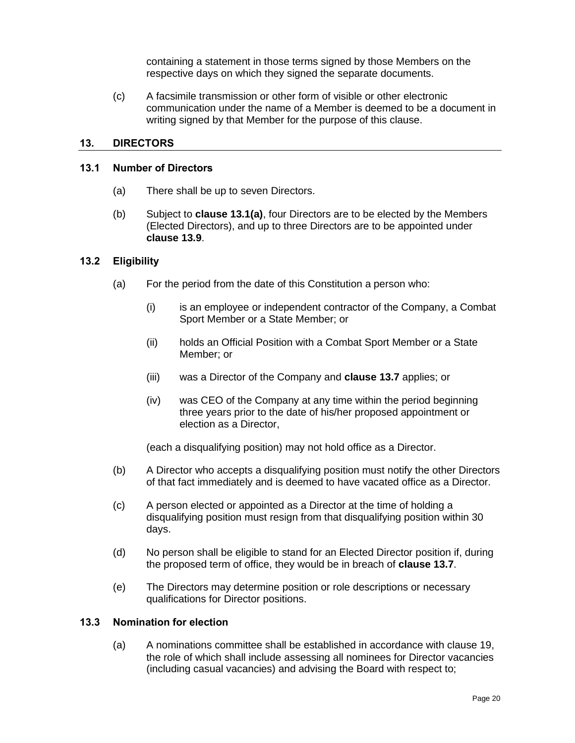containing a statement in those terms signed by those Members on the respective days on which they signed the separate documents.

(c) A facsimile transmission or other form of visible or other electronic communication under the name of a Member is deemed to be a document in writing signed by that Member for the purpose of this clause.

## 13. DIRECTORS

### 13.1 Number of Directors

(a) There shall be up to seven Directors.

(b) Subject to **clause 13.1(a)**, four Directors are to be elected by the Members (Elected Directors), and up to three Directors are to be appointed under **clause 13.9**.

### 13.2 Eligibility

(a) For the period from the date of this Constitution a person who:

  (i) is an employee or independent contractor of the Company, a Combat Sport Member or a State Member; or

  (ii) holds an Official Position with a Combat Sport Member or a State Member; or

  (iii) was a Director of the Company and **clause 13.7** applies; or

  (iv) was CEO of the Company at any time within the period beginning three years prior to the date of his/her proposed appointment or election as a Director,

  (each a disqualifying position) may not hold office as a Director.

(b) A Director who accepts a disqualifying position must notify the other Directors of that fact immediately and is deemed to have vacated office as a Director.

(c) A person elected or appointed as a Director at the time of holding a disqualifying position must resign from that disqualifying position within 30 days.

(d) No person shall be eligible to stand for an Elected Director position if, during the proposed term of office, they would be in breach of **clause 13.7**.

(e) The Directors may determine position or role descriptions or necessary qualifications for Director positions.

### 13.3 Nomination for election

(a) A nominations committee shall be established in accordance with clause 19, the role of which shall include assessing all nominees for Director vacancies (including casual vacancies) and advising the Board with respect to;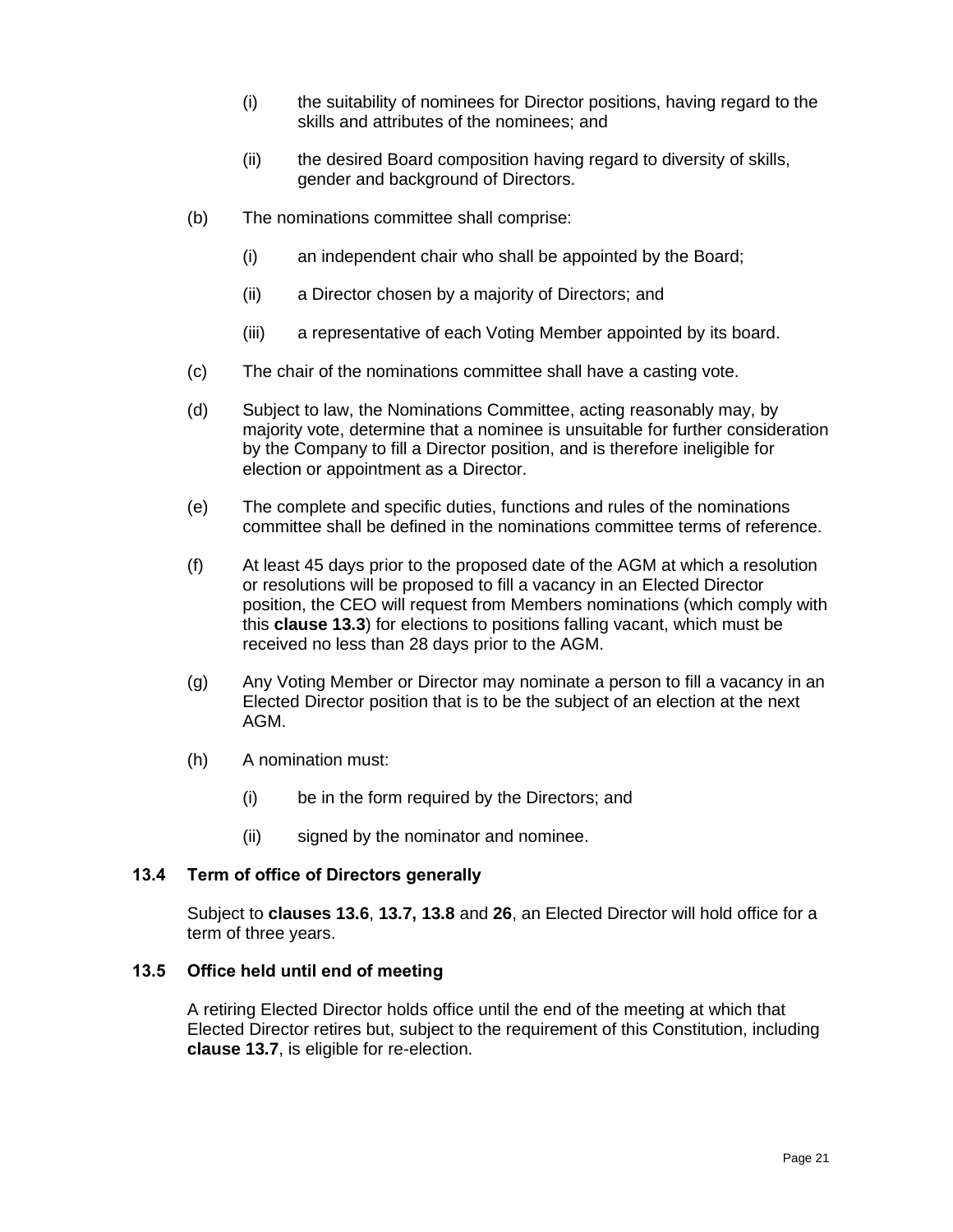(i) the suitability of nominees for Director positions, having regard to the skills and attributes of the nominees; and

(ii) the desired Board composition having regard to diversity of skills, gender and background of Directors.

(b) The nominations committee shall comprise:

(i) an independent chair who shall be appointed by the Board;

(ii) a Director chosen by a majority of Directors; and

(iii) a representative of each Voting Member appointed by its board.

(c) The chair of the nominations committee shall have a casting vote.

(d) Subject to law, the Nominations Committee, acting reasonably may, by majority vote, determine that a nominee is unsuitable for further consideration by the Company to fill a Director position, and is therefore ineligible for election or appointment as a Director.

(e) The complete and specific duties, functions and rules of the nominations committee shall be defined in the nominations committee terms of reference.

(f) At least 45 days prior to the proposed date of the AGM at which a resolution or resolutions will be proposed to fill a vacancy in an Elected Director position, the CEO will request from Members nominations (which comply with this **clause 13.3**) for elections to positions falling vacant, which must be received no less than 28 days prior to the AGM.

(g) Any Voting Member or Director may nominate a person to fill a vacancy in an Elected Director position that is to be the subject of an election at the next AGM.

(h) A nomination must:

(i) be in the form required by the Directors; and

(ii) signed by the nominator and nominee.

### 13.4 Term of office of Directors generally

Subject to **clauses 13.6**, **13.7, 13.8** and **26**, an Elected Director will hold office for a term of three years.

### 13.5 Office held until end of meeting

A retiring Elected Director holds office until the end of the meeting at which that Elected Director retires but, subject to the requirement of this Constitution, including **clause 13.7**, is eligible for re-election.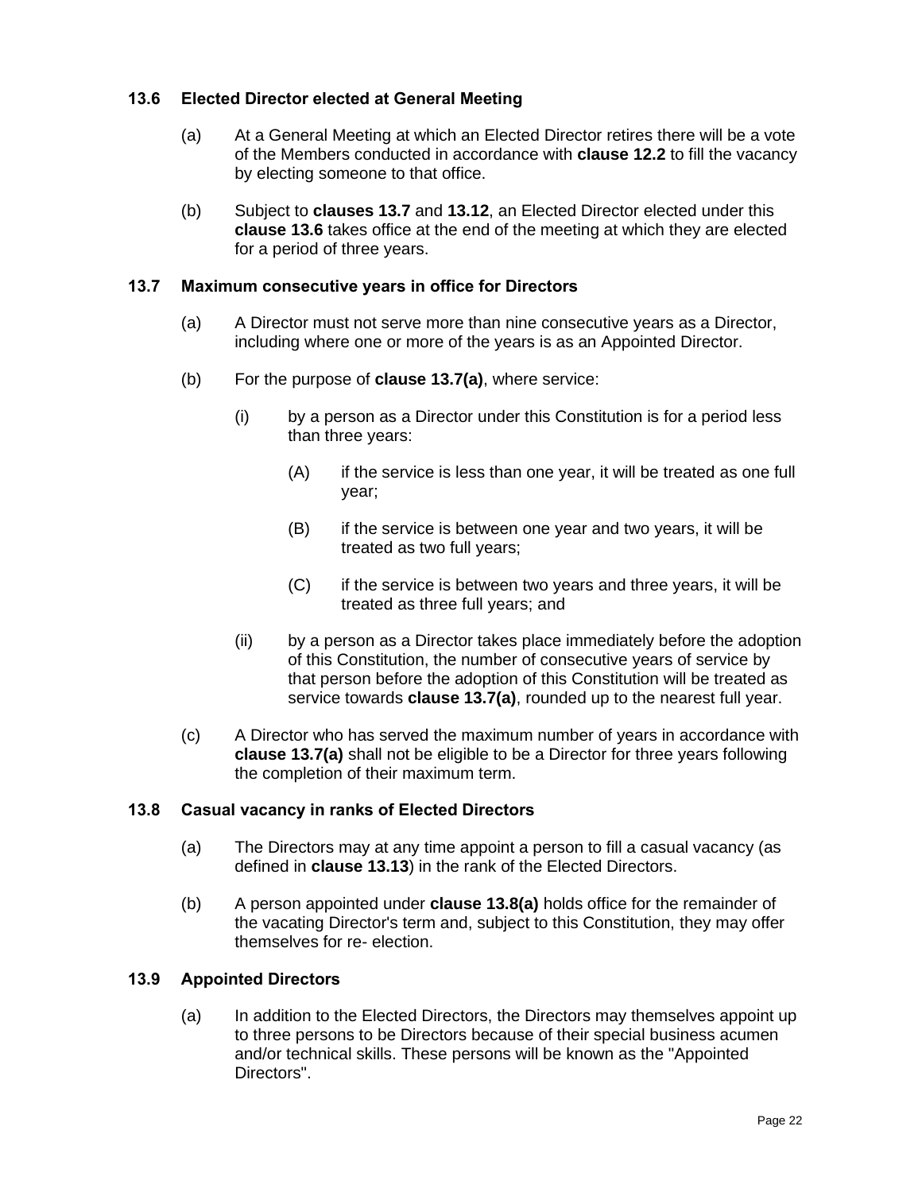### 13.6 Elected Director elected at General Meeting

(a) At a General Meeting at which an Elected Director retires there will be a vote of the Members conducted in accordance with **clause 12.2** to fill the vacancy by electing someone to that office.

(b) Subject to **clauses 13.7** and **13.12**, an Elected Director elected under this **clause 13.6** takes office at the end of the meeting at which they are elected for a period of three years.

### 13.7 Maximum consecutive years in office for Directors

(a) A Director must not serve more than nine consecutive years as a Director, including where one or more of the years is as an Appointed Director.

(b) For the purpose of **clause 13.7(a)**, where service:

- (i) by a person as a Director under this Constitution is for a period less than three years:
  - (A) if the service is less than one year, it will be treated as one full year;
  - (B) if the service is between one year and two years, it will be treated as two full years;
  - (C) if the service is between two years and three years, it will be treated as three full years; and
- (ii) by a person as a Director takes place immediately before the adoption of this Constitution, the number of consecutive years of service by that person before the adoption of this Constitution will be treated as service towards **clause 13.7(a)**, rounded up to the nearest full year.

(c) A Director who has served the maximum number of years in accordance with **clause 13.7(a)** shall not be eligible to be a Director for three years following the completion of their maximum term.

### 13.8 Casual vacancy in ranks of Elected Directors

(a) The Directors may at any time appoint a person to fill a casual vacancy (as defined in **clause 13.13**) in the rank of the Elected Directors.

(b) A person appointed under **clause 13.8(a)** holds office for the remainder of the vacating Director's term and, subject to this Constitution, they may offer themselves for re- election.

### 13.9 Appointed Directors

(a) In addition to the Elected Directors, the Directors may themselves appoint up to three persons to be Directors because of their special business acumen and/or technical skills. These persons will be known as the "Appointed Directors".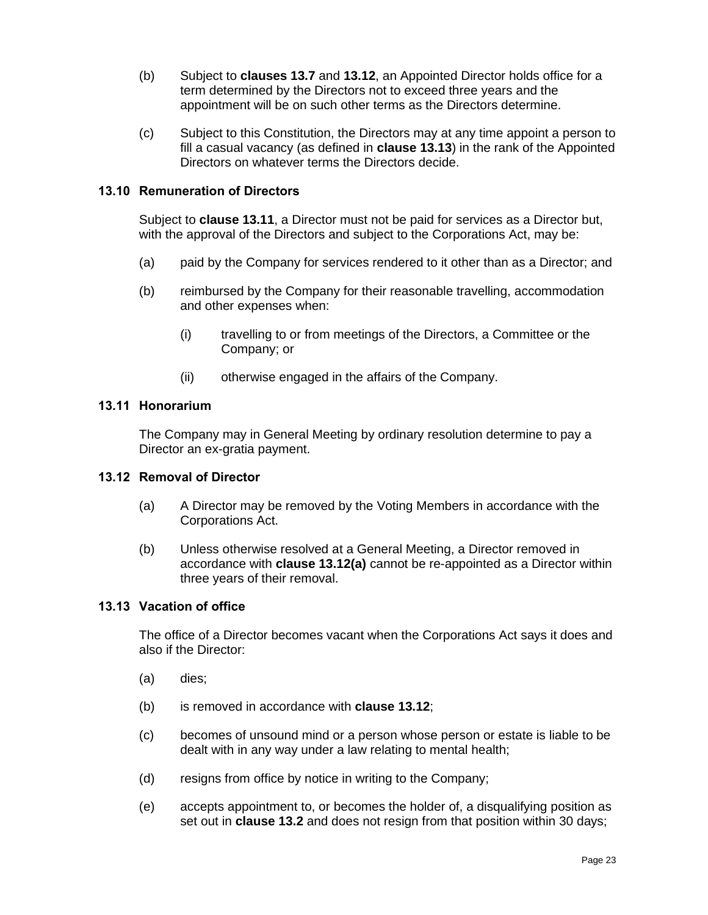(b) Subject to **clauses 13.7** and **13.12**, an Appointed Director holds office for a term determined by the Directors not to exceed three years and the appointment will be on such other terms as the Directors determine.

(c) Subject to this Constitution, the Directors may at any time appoint a person to fill a casual vacancy (as defined in **clause 13.13**) in the rank of the Appointed Directors on whatever terms the Directors decide.

### 13.10 Remuneration of Directors

Subject to **clause 13.11**, a Director must not be paid for services as a Director but, with the approval of the Directors and subject to the Corporations Act, may be:

(a) paid by the Company for services rendered to it other than as a Director; and

(b) reimbursed by the Company for their reasonable travelling, accommodation and other expenses when:

   (i) travelling to or from meetings of the Directors, a Committee or the Company; or

   (ii) otherwise engaged in the affairs of the Company.

### 13.11 Honorarium

The Company may in General Meeting by ordinary resolution determine to pay a Director an ex-gratia payment.

### 13.12 Removal of Director

(a) A Director may be removed by the Voting Members in accordance with the Corporations Act.

(b) Unless otherwise resolved at a General Meeting, a Director removed in accordance with **clause 13.12(a)** cannot be re-appointed as a Director within three years of their removal.

### 13.13 Vacation of office

The office of a Director becomes vacant when the Corporations Act says it does and also if the Director:

(a) dies;

(b) is removed in accordance with **clause 13.12**;

(c) becomes of unsound mind or a person whose person or estate is liable to be dealt with in any way under a law relating to mental health;

(d) resigns from office by notice in writing to the Company;

(e) accepts appointment to, or becomes the holder of, a disqualifying position as set out in **clause 13.2** and does not resign from that position within 30 days;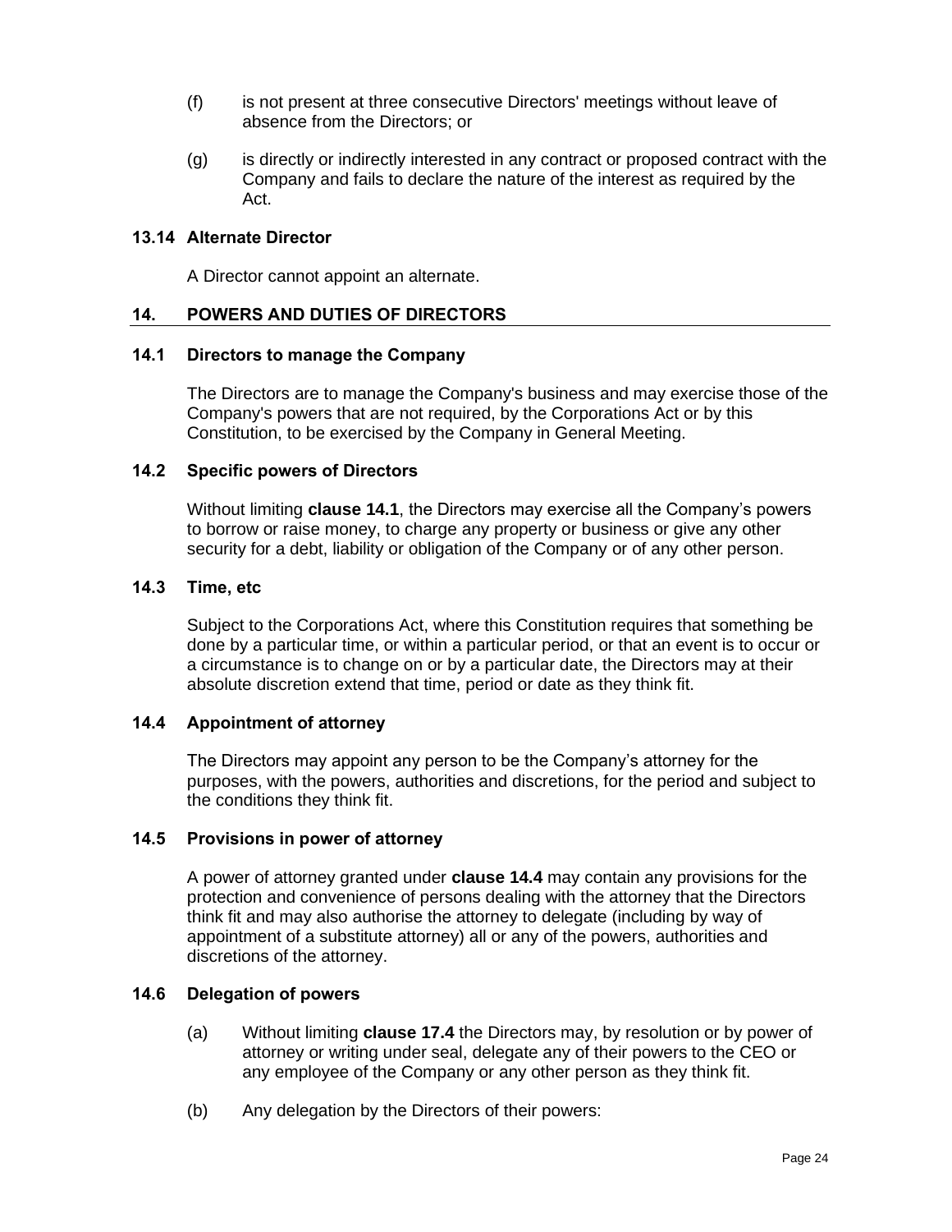(f) is not present at three consecutive Directors' meetings without leave of absence from the Directors; or

(g) is directly or indirectly interested in any contract or proposed contract with the Company and fails to declare the nature of the interest as required by the Act.

### 13.14 Alternate Director

A Director cannot appoint an alternate.

## 14. POWERS AND DUTIES OF DIRECTORS

### 14.1 Directors to manage the Company

The Directors are to manage the Company's business and may exercise those of the Company's powers that are not required, by the Corporations Act or by this Constitution, to be exercised by the Company in General Meeting.

### 14.2 Specific powers of Directors

Without limiting **clause 14.1**, the Directors may exercise all the Company's powers to borrow or raise money, to charge any property or business or give any other security for a debt, liability or obligation of the Company or of any other person.

### 14.3 Time, etc

Subject to the Corporations Act, where this Constitution requires that something be done by a particular time, or within a particular period, or that an event is to occur or a circumstance is to change on or by a particular date, the Directors may at their absolute discretion extend that time, period or date as they think fit.

### 14.4 Appointment of attorney

The Directors may appoint any person to be the Company's attorney for the purposes, with the powers, authorities and discretions, for the period and subject to the conditions they think fit.

### 14.5 Provisions in power of attorney

A power of attorney granted under **clause 14.4** may contain any provisions for the protection and convenience of persons dealing with the attorney that the Directors think fit and may also authorise the attorney to delegate (including by way of appointment of a substitute attorney) all or any of the powers, authorities and discretions of the attorney.

### 14.6 Delegation of powers

(a) Without limiting **clause 17.4** the Directors may, by resolution or by power of attorney or writing under seal, delegate any of their powers to the CEO or any employee of the Company or any other person as they think fit.

(b) Any delegation by the Directors of their powers: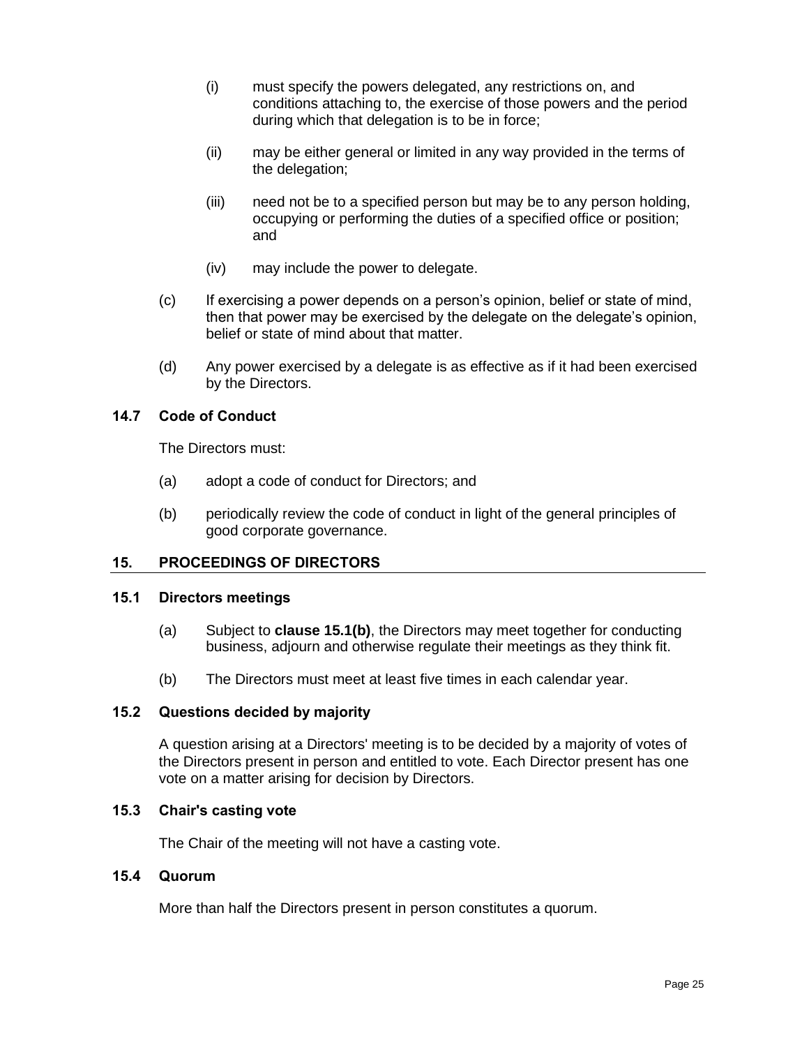(i) must specify the powers delegated, any restrictions on, and conditions attaching to, the exercise of those powers and the period during which that delegation is to be in force;

(ii) may be either general or limited in any way provided in the terms of the delegation;

(iii) need not be to a specified person but may be to any person holding, occupying or performing the duties of a specified office or position; and

(iv) may include the power to delegate.

(c) If exercising a power depends on a person's opinion, belief or state of mind, then that power may be exercised by the delegate on the delegate's opinion, belief or state of mind about that matter.

(d) Any power exercised by a delegate is as effective as if it had been exercised by the Directors.

### 14.7 Code of Conduct

The Directors must:

(a) adopt a code of conduct for Directors; and

(b) periodically review the code of conduct in light of the general principles of good corporate governance.

## 15. PROCEEDINGS OF DIRECTORS

### 15.1 Directors meetings

(a) Subject to **clause 15.1(b)**, the Directors may meet together for conducting business, adjourn and otherwise regulate their meetings as they think fit.

(b) The Directors must meet at least five times in each calendar year.

### 15.2 Questions decided by majority

A question arising at a Directors' meeting is to be decided by a majority of votes of the Directors present in person and entitled to vote. Each Director present has one vote on a matter arising for decision by Directors.

### 15.3 Chair's casting vote

The Chair of the meeting will not have a casting vote.

### 15.4 Quorum

More than half the Directors present in person constitutes a quorum.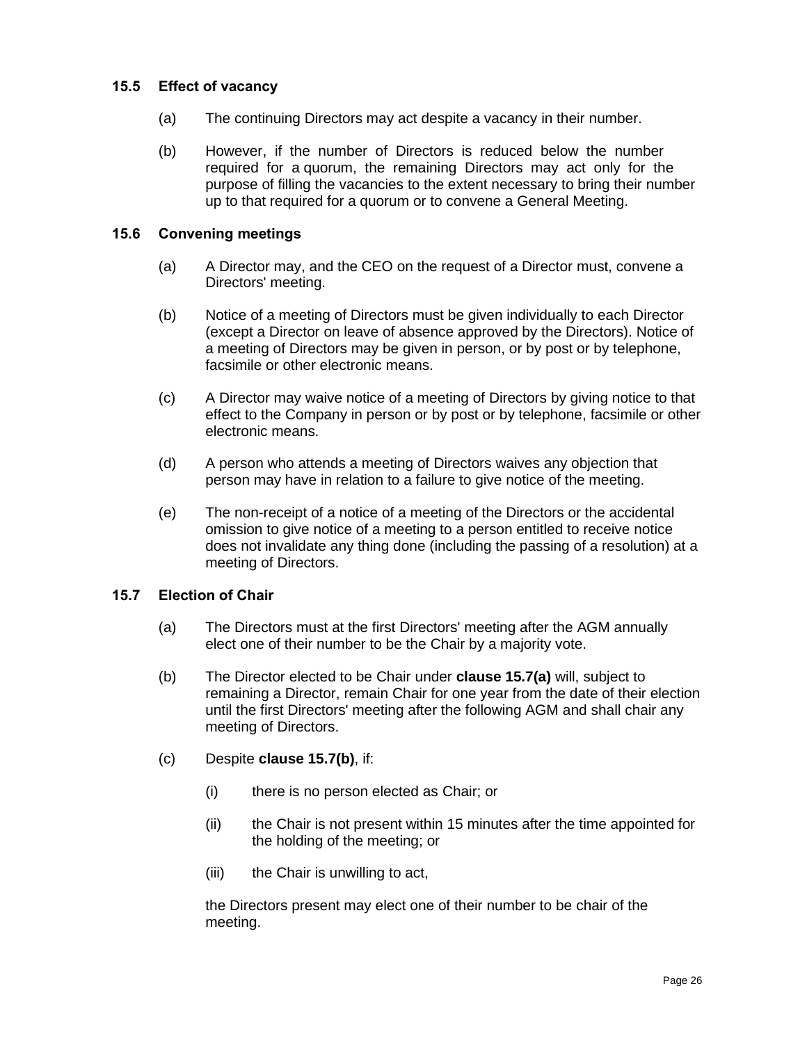### 15.5 Effect of vacancy

(a) The continuing Directors may act despite a vacancy in their number.

(b) However, if the number of Directors is reduced below the number required for a quorum, the remaining Directors may act only for the purpose of filling the vacancies to the extent necessary to bring their number up to that required for a quorum or to convene a General Meeting.

### 15.6 Convening meetings

(a) A Director may, and the CEO on the request of a Director must, convene a Directors' meeting.

(b) Notice of a meeting of Directors must be given individually to each Director (except a Director on leave of absence approved by the Directors). Notice of a meeting of Directors may be given in person, or by post or by telephone, facsimile or other electronic means.

(c) A Director may waive notice of a meeting of Directors by giving notice to that effect to the Company in person or by post or by telephone, facsimile or other electronic means.

(d) A person who attends a meeting of Directors waives any objection that person may have in relation to a failure to give notice of the meeting.

(e) The non-receipt of a notice of a meeting of the Directors or the accidental omission to give notice of a meeting to a person entitled to receive notice does not invalidate any thing done (including the passing of a resolution) at a meeting of Directors.

### 15.7 Election of Chair

(a) The Directors must at the first Directors' meeting after the AGM annually elect one of their number to be the Chair by a majority vote.

(b) The Director elected to be Chair under **clause 15.7(a)** will, subject to remaining a Director, remain Chair for one year from the date of their election until the first Directors' meeting after the following AGM and shall chair any meeting of Directors.

(c) Despite **clause 15.7(b)**, if:

   (i) there is no person elected as Chair; or

   (ii) the Chair is not present within 15 minutes after the time appointed for the holding of the meeting; or

   (iii) the Chair is unwilling to act,

   the Directors present may elect one of their number to be chair of the meeting.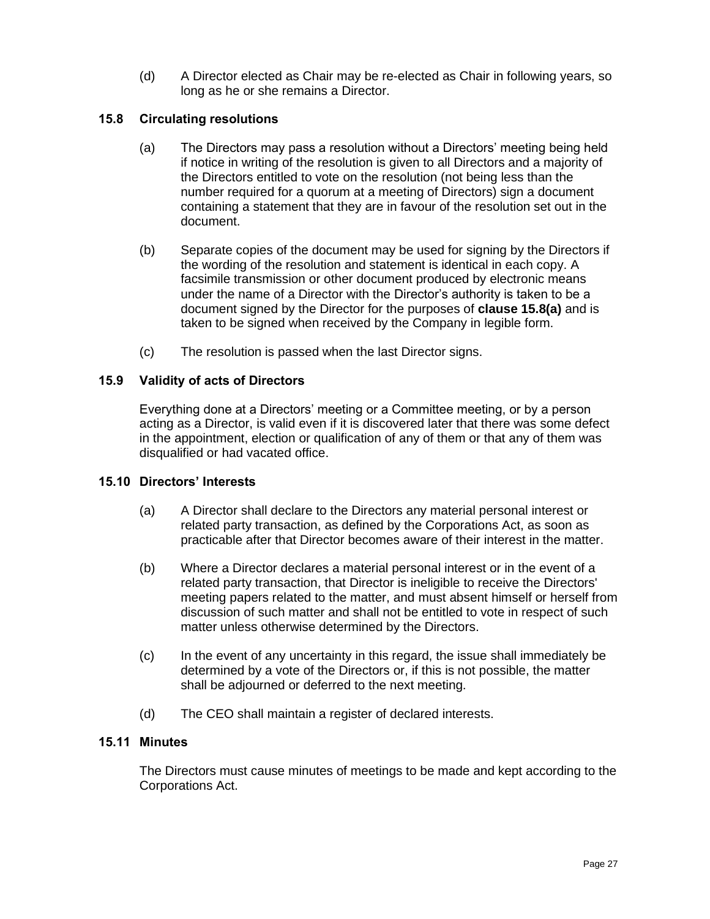(d) A Director elected as Chair may be re-elected as Chair in following years, so long as he or she remains a Director.

### 15.8 Circulating resolutions

(a) The Directors may pass a resolution without a Directors' meeting being held if notice in writing of the resolution is given to all Directors and a majority of the Directors entitled to vote on the resolution (not being less than the number required for a quorum at a meeting of Directors) sign a document containing a statement that they are in favour of the resolution set out in the document.

(b) Separate copies of the document may be used for signing by the Directors if the wording of the resolution and statement is identical in each copy. A facsimile transmission or other document produced by electronic means under the name of a Director with the Director's authority is taken to be a document signed by the Director for the purposes of **clause 15.8(a)** and is taken to be signed when received by the Company in legible form.

(c) The resolution is passed when the last Director signs.

### 15.9 Validity of acts of Directors

Everything done at a Directors' meeting or a Committee meeting, or by a person acting as a Director, is valid even if it is discovered later that there was some defect in the appointment, election or qualification of any of them or that any of them was disqualified or had vacated office.

### 15.10 Directors' Interests

(a) A Director shall declare to the Directors any material personal interest or related party transaction, as defined by the Corporations Act, as soon as practicable after that Director becomes aware of their interest in the matter.

(b) Where a Director declares a material personal interest or in the event of a related party transaction, that Director is ineligible to receive the Directors' meeting papers related to the matter, and must absent himself or herself from discussion of such matter and shall not be entitled to vote in respect of such matter unless otherwise determined by the Directors.

(c) In the event of any uncertainty in this regard, the issue shall immediately be determined by a vote of the Directors or, if this is not possible, the matter shall be adjourned or deferred to the next meeting.

(d) The CEO shall maintain a register of declared interests.

### 15.11 Minutes

The Directors must cause minutes of meetings to be made and kept according to the Corporations Act.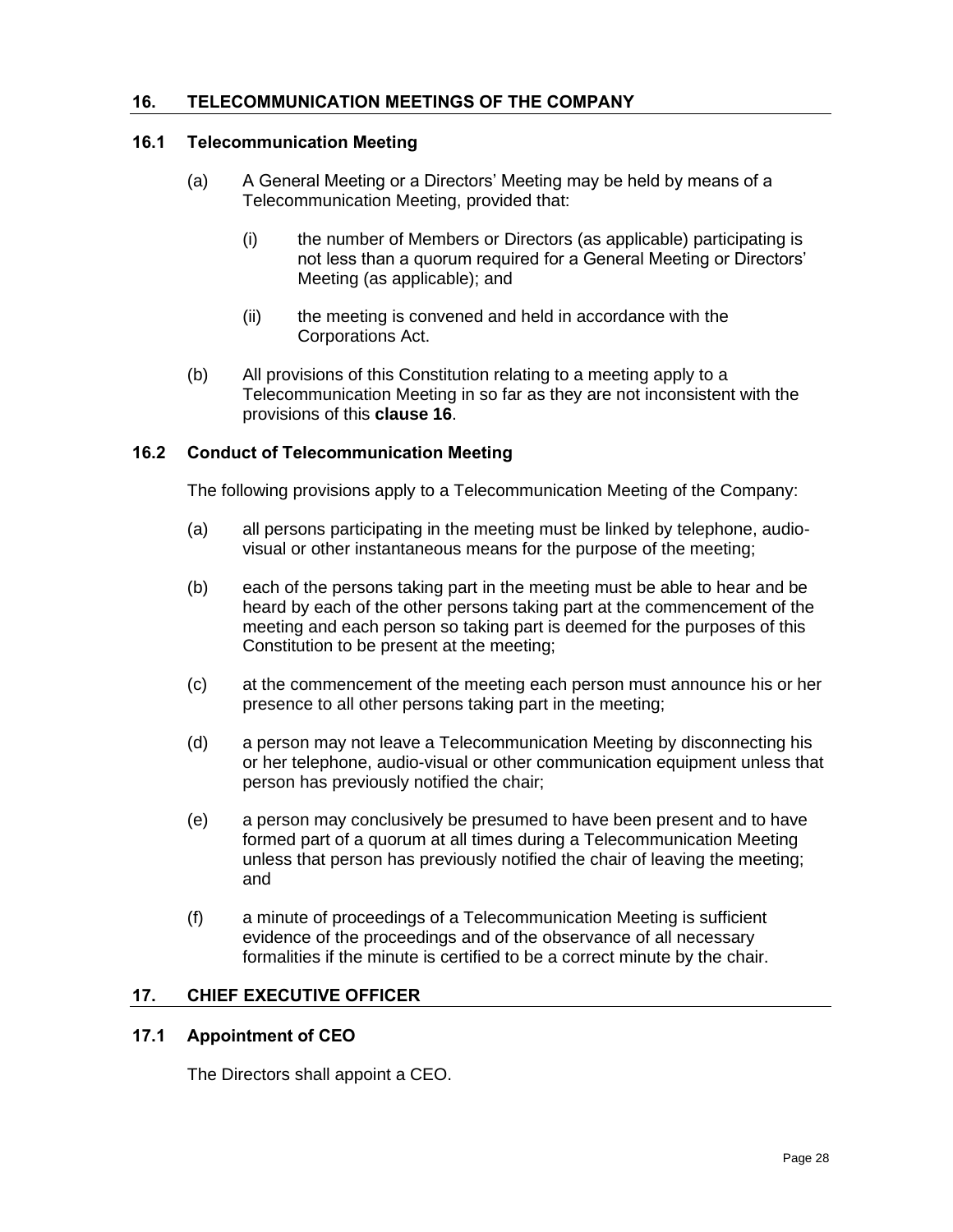## 16. TELECOMMUNICATION MEETINGS OF THE COMPANY

### 16.1 Telecommunication Meeting

(a) A General Meeting or a Directors' Meeting may be held by means of a Telecommunication Meeting, provided that:

   (i) the number of Members or Directors (as applicable) participating is not less than a quorum required for a General Meeting or Directors' Meeting (as applicable); and

   (ii) the meeting is convened and held in accordance with the Corporations Act.

(b) All provisions of this Constitution relating to a meeting apply to a Telecommunication Meeting in so far as they are not inconsistent with the provisions of this **clause 16**.

### 16.2 Conduct of Telecommunication Meeting

The following provisions apply to a Telecommunication Meeting of the Company:

(a) all persons participating in the meeting must be linked by telephone, audio-visual or other instantaneous means for the purpose of the meeting;

(b) each of the persons taking part in the meeting must be able to hear and be heard by each of the other persons taking part at the commencement of the meeting and each person so taking part is deemed for the purposes of this Constitution to be present at the meeting;

(c) at the commencement of the meeting each person must announce his or her presence to all other persons taking part in the meeting;

(d) a person may not leave a Telecommunication Meeting by disconnecting his or her telephone, audio-visual or other communication equipment unless that person has previously notified the chair;

(e) a person may conclusively be presumed to have been present and to have formed part of a quorum at all times during a Telecommunication Meeting unless that person has previously notified the chair of leaving the meeting; and

(f) a minute of proceedings of a Telecommunication Meeting is sufficient evidence of the proceedings and of the observance of all necessary formalities if the minute is certified to be a correct minute by the chair.

## 17. CHIEF EXECUTIVE OFFICER

### 17.1 Appointment of CEO

The Directors shall appoint a CEO.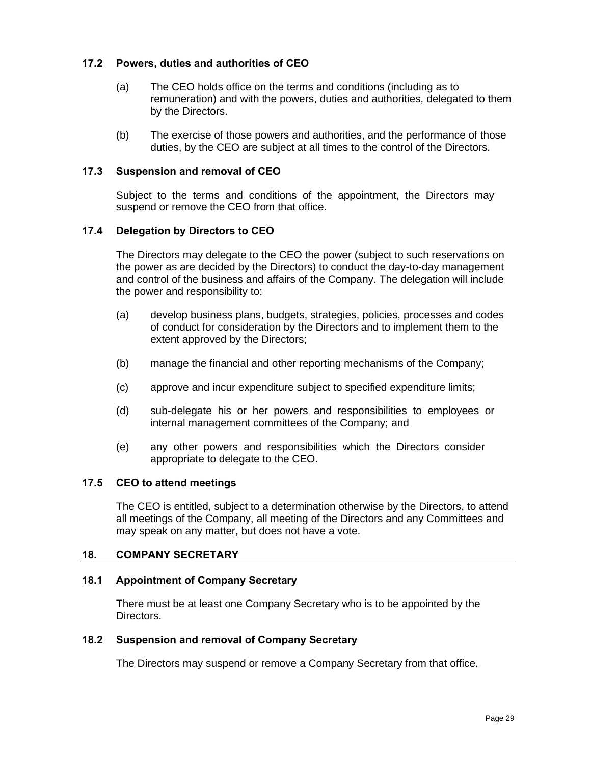### 17.2 Powers, duties and authorities of CEO

(a) The CEO holds office on the terms and conditions (including as to remuneration) and with the powers, duties and authorities, delegated to them by the Directors.

(b) The exercise of those powers and authorities, and the performance of those duties, by the CEO are subject at all times to the control of the Directors.

### 17.3 Suspension and removal of CEO

Subject to the terms and conditions of the appointment, the Directors may suspend or remove the CEO from that office.

### 17.4 Delegation by Directors to CEO

The Directors may delegate to the CEO the power (subject to such reservations on the power as are decided by the Directors) to conduct the day-to-day management and control of the business and affairs of the Company. The delegation will include the power and responsibility to:

(a) develop business plans, budgets, strategies, policies, processes and codes of conduct for consideration by the Directors and to implement them to the extent approved by the Directors;

(b) manage the financial and other reporting mechanisms of the Company;

(c) approve and incur expenditure subject to specified expenditure limits;

(d) sub-delegate his or her powers and responsibilities to employees or internal management committees of the Company; and

(e) any other powers and responsibilities which the Directors consider appropriate to delegate to the CEO.

### 17.5 CEO to attend meetings

The CEO is entitled, subject to a determination otherwise by the Directors, to attend all meetings of the Company, all meeting of the Directors and any Committees and may speak on any matter, but does not have a vote.

## 18. COMPANY SECRETARY

### 18.1 Appointment of Company Secretary

There must be at least one Company Secretary who is to be appointed by the Directors.

### 18.2 Suspension and removal of Company Secretary

The Directors may suspend or remove a Company Secretary from that office.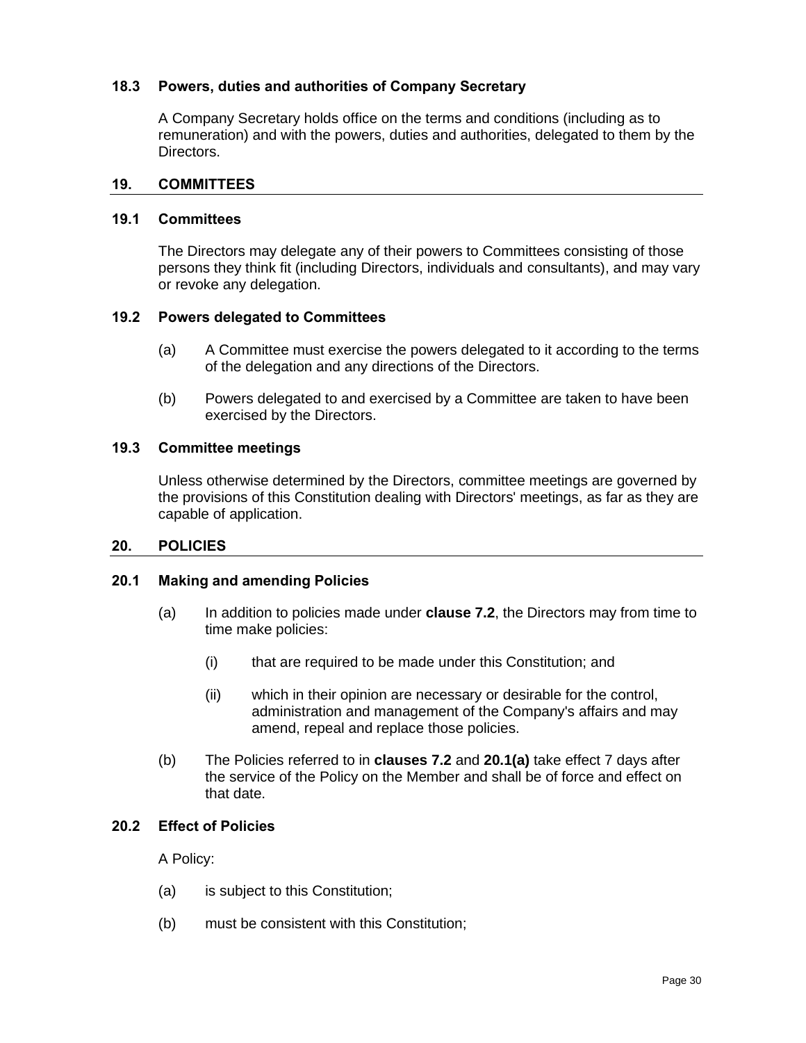### 18.3 Powers, duties and authorities of Company Secretary

A Company Secretary holds office on the terms and conditions (including as to remuneration) and with the powers, duties and authorities, delegated to them by the Directors.

## 19. COMMITTEES

### 19.1 Committees

The Directors may delegate any of their powers to Committees consisting of those persons they think fit (including Directors, individuals and consultants), and may vary or revoke any delegation.

### 19.2 Powers delegated to Committees

(a) A Committee must exercise the powers delegated to it according to the terms of the delegation and any directions of the Directors.

(b) Powers delegated to and exercised by a Committee are taken to have been exercised by the Directors.

### 19.3 Committee meetings

Unless otherwise determined by the Directors, committee meetings are governed by the provisions of this Constitution dealing with Directors' meetings, as far as they are capable of application.

## 20. POLICIES

### 20.1 Making and amending Policies

(a) In addition to policies made under **clause 7.2**, the Directors may from time to time make policies:

  (i) that are required to be made under this Constitution; and

  (ii) which in their opinion are necessary or desirable for the control, administration and management of the Company's affairs and may amend, repeal and replace those policies.

(b) The Policies referred to in **clauses 7.2** and **20.1(a)** take effect 7 days after the service of the Policy on the Member and shall be of force and effect on that date.

### 20.2 Effect of Policies

A Policy:

(a) is subject to this Constitution;

(b) must be consistent with this Constitution;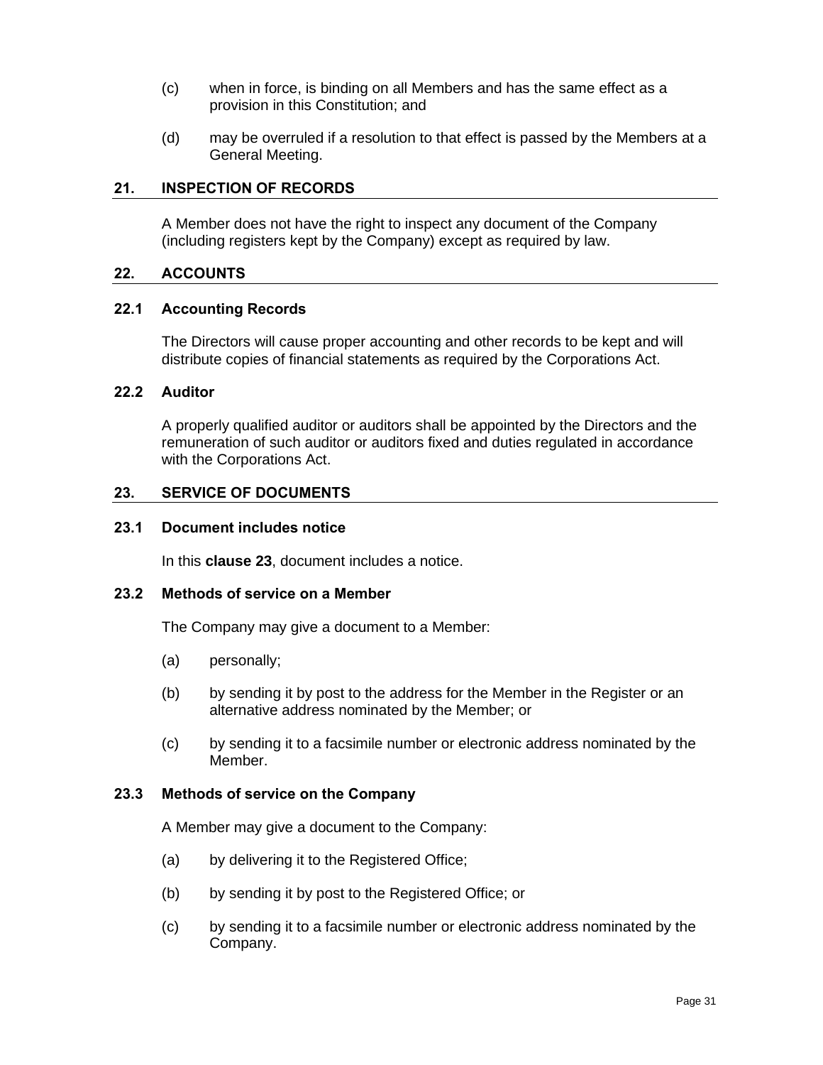(c) when in force, is binding on all Members and has the same effect as a provision in this Constitution; and

(d) may be overruled if a resolution to that effect is passed by the Members at a General Meeting.

## 21. INSPECTION OF RECORDS

A Member does not have the right to inspect any document of the Company (including registers kept by the Company) except as required by law.

## 22. ACCOUNTS

### 22.1 Accounting Records

The Directors will cause proper accounting and other records to be kept and will distribute copies of financial statements as required by the Corporations Act.

### 22.2 Auditor

A properly qualified auditor or auditors shall be appointed by the Directors and the remuneration of such auditor or auditors fixed and duties regulated in accordance with the Corporations Act.

## 23. SERVICE OF DOCUMENTS

### 23.1 Document includes notice

In this **clause 23**, document includes a notice.

### 23.2 Methods of service on a Member

The Company may give a document to a Member:

(a) personally;

(b) by sending it by post to the address for the Member in the Register or an alternative address nominated by the Member; or

(c) by sending it to a facsimile number or electronic address nominated by the Member.

### 23.3 Methods of service on the Company

A Member may give a document to the Company:

(a) by delivering it to the Registered Office;

(b) by sending it by post to the Registered Office; or

(c) by sending it to a facsimile number or electronic address nominated by the Company.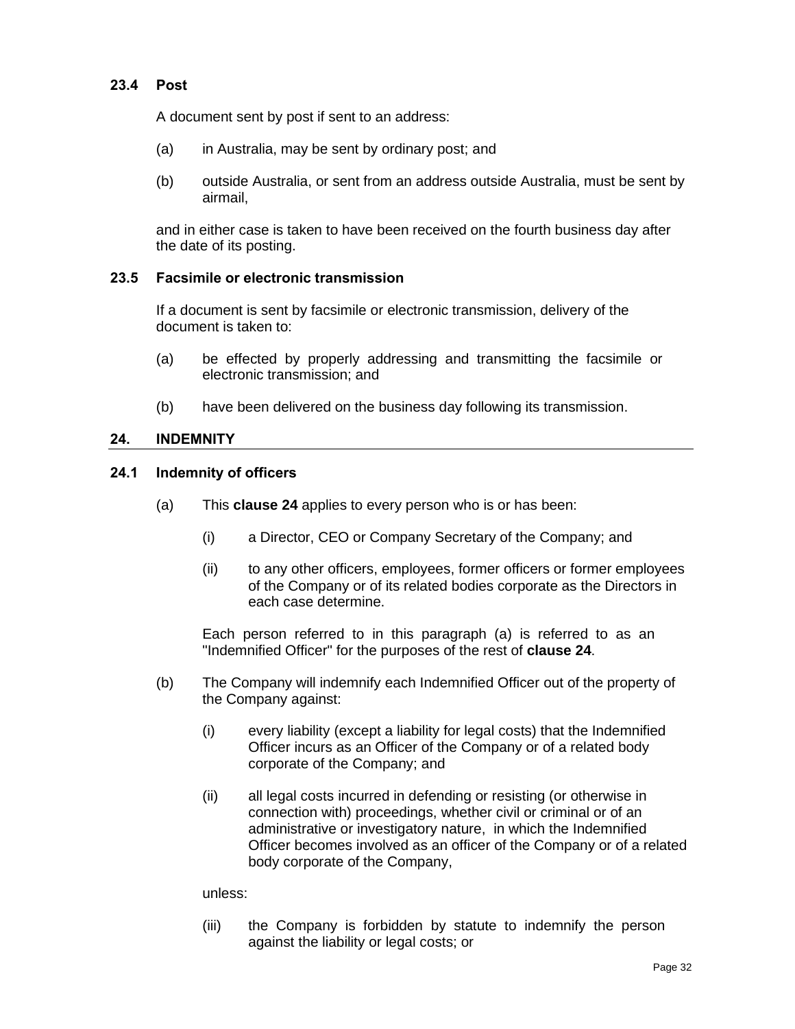### 23.4 Post

A document sent by post if sent to an address:

(a) in Australia, may be sent by ordinary post; and

(b) outside Australia, or sent from an address outside Australia, must be sent by airmail,

and in either case is taken to have been received on the fourth business day after the date of its posting.

### 23.5 Facsimile or electronic transmission

If a document is sent by facsimile or electronic transmission, delivery of the document is taken to:

(a) be effected by properly addressing and transmitting the facsimile or electronic transmission; and

(b) have been delivered on the business day following its transmission.

## 24. INDEMNITY

### 24.1 Indemnity of officers

(a) This **clause 24** applies to every person who is or has been:

  (i) a Director, CEO or Company Secretary of the Company; and

  (ii) to any other officers, employees, former officers or former employees of the Company or of its related bodies corporate as the Directors in each case determine.

  Each person referred to in this paragraph (a) is referred to as an "Indemnified Officer" for the purposes of the rest of **clause 24**.

(b) The Company will indemnify each Indemnified Officer out of the property of the Company against:

  (i) every liability (except a liability for legal costs) that the Indemnified Officer incurs as an Officer of the Company or of a related body corporate of the Company; and

  (ii) all legal costs incurred in defending or resisting (or otherwise in connection with) proceedings, whether civil or criminal or of an administrative or investigatory nature, in which the Indemnified Officer becomes involved as an officer of the Company or of a related body corporate of the Company,

  unless:

  (iii) the Company is forbidden by statute to indemnify the person against the liability or legal costs; or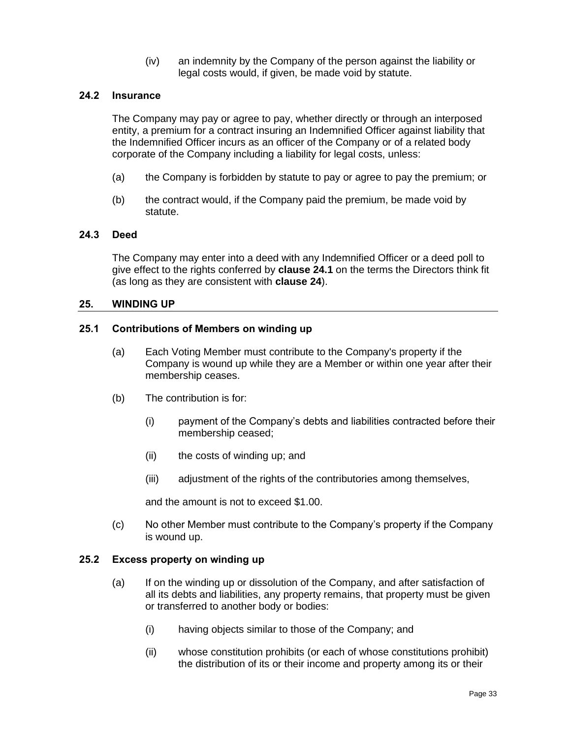(iv) an indemnity by the Company of the person against the liability or legal costs would, if given, be made void by statute.

### 24.2 Insurance

The Company may pay or agree to pay, whether directly or through an interposed entity, a premium for a contract insuring an Indemnified Officer against liability that the Indemnified Officer incurs as an officer of the Company or of a related body corporate of the Company including a liability for legal costs, unless:

(a) the Company is forbidden by statute to pay or agree to pay the premium; or

(b) the contract would, if the Company paid the premium, be made void by statute.

### 24.3 Deed

The Company may enter into a deed with any Indemnified Officer or a deed poll to give effect to the rights conferred by **clause 24.1** on the terms the Directors think fit (as long as they are consistent with **clause 24**).

## 25. WINDING UP

### 25.1 Contributions of Members on winding up

(a) Each Voting Member must contribute to the Company's property if the Company is wound up while they are a Member or within one year after their membership ceases.

(b) The contribution is for:

(i) payment of the Company's debts and liabilities contracted before their membership ceased;

(ii) the costs of winding up; and

(iii) adjustment of the rights of the contributories among themselves,

and the amount is not to exceed $1.00.

(c) No other Member must contribute to the Company's property if the Company is wound up.

### 25.2 Excess property on winding up

(a) If on the winding up or dissolution of the Company, and after satisfaction of all its debts and liabilities, any property remains, that property must be given or transferred to another body or bodies:

(i) having objects similar to those of the Company; and

(ii) whose constitution prohibits (or each of whose constitutions prohibit) the distribution of its or their income and property among its or their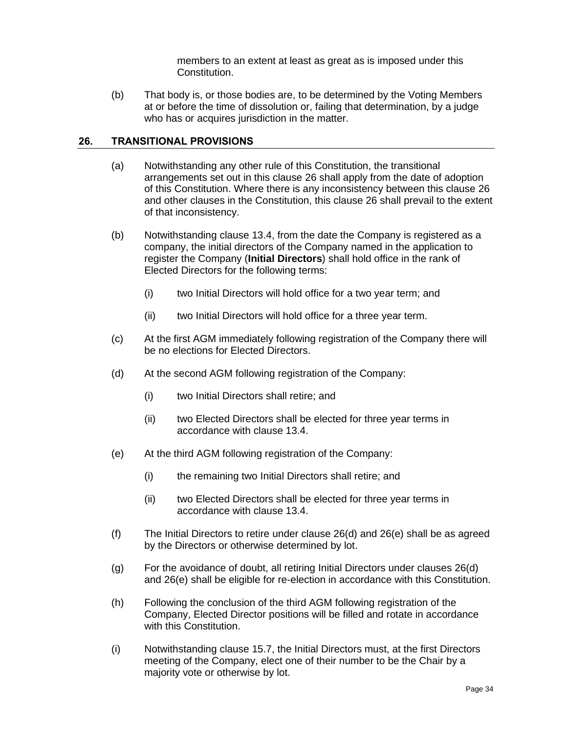members to an extent at least as great as is imposed under this Constitution.

(b) That body is, or those bodies are, to be determined by the Voting Members at or before the time of dissolution or, failing that determination, by a judge who has or acquires jurisdiction in the matter.

## 26. TRANSITIONAL PROVISIONS

(a) Notwithstanding any other rule of this Constitution, the transitional arrangements set out in this clause 26 shall apply from the date of adoption of this Constitution. Where there is any inconsistency between this clause 26 and other clauses in the Constitution, this clause 26 shall prevail to the extent of that inconsistency.

(b) Notwithstanding clause 13.4, from the date the Company is registered as a company, the initial directors of the Company named in the application to register the Company (**Initial Directors**) shall hold office in the rank of Elected Directors for the following terms:

(i) two Initial Directors will hold office for a two year term; and

(ii) two Initial Directors will hold office for a three year term.

(c) At the first AGM immediately following registration of the Company there will be no elections for Elected Directors.

(d) At the second AGM following registration of the Company:

(i) two Initial Directors shall retire; and

(ii) two Elected Directors shall be elected for three year terms in accordance with clause 13.4.

(e) At the third AGM following registration of the Company:

(i) the remaining two Initial Directors shall retire; and

(ii) two Elected Directors shall be elected for three year terms in accordance with clause 13.4.

(f) The Initial Directors to retire under clause 26(d) and 26(e) shall be as agreed by the Directors or otherwise determined by lot.

(g) For the avoidance of doubt, all retiring Initial Directors under clauses 26(d) and 26(e) shall be eligible for re-election in accordance with this Constitution.

(h) Following the conclusion of the third AGM following registration of the Company, Elected Director positions will be filled and rotate in accordance with this Constitution.

(i) Notwithstanding clause 15.7, the Initial Directors must, at the first Directors meeting of the Company, elect one of their number to be the Chair by a majority vote or otherwise by lot.